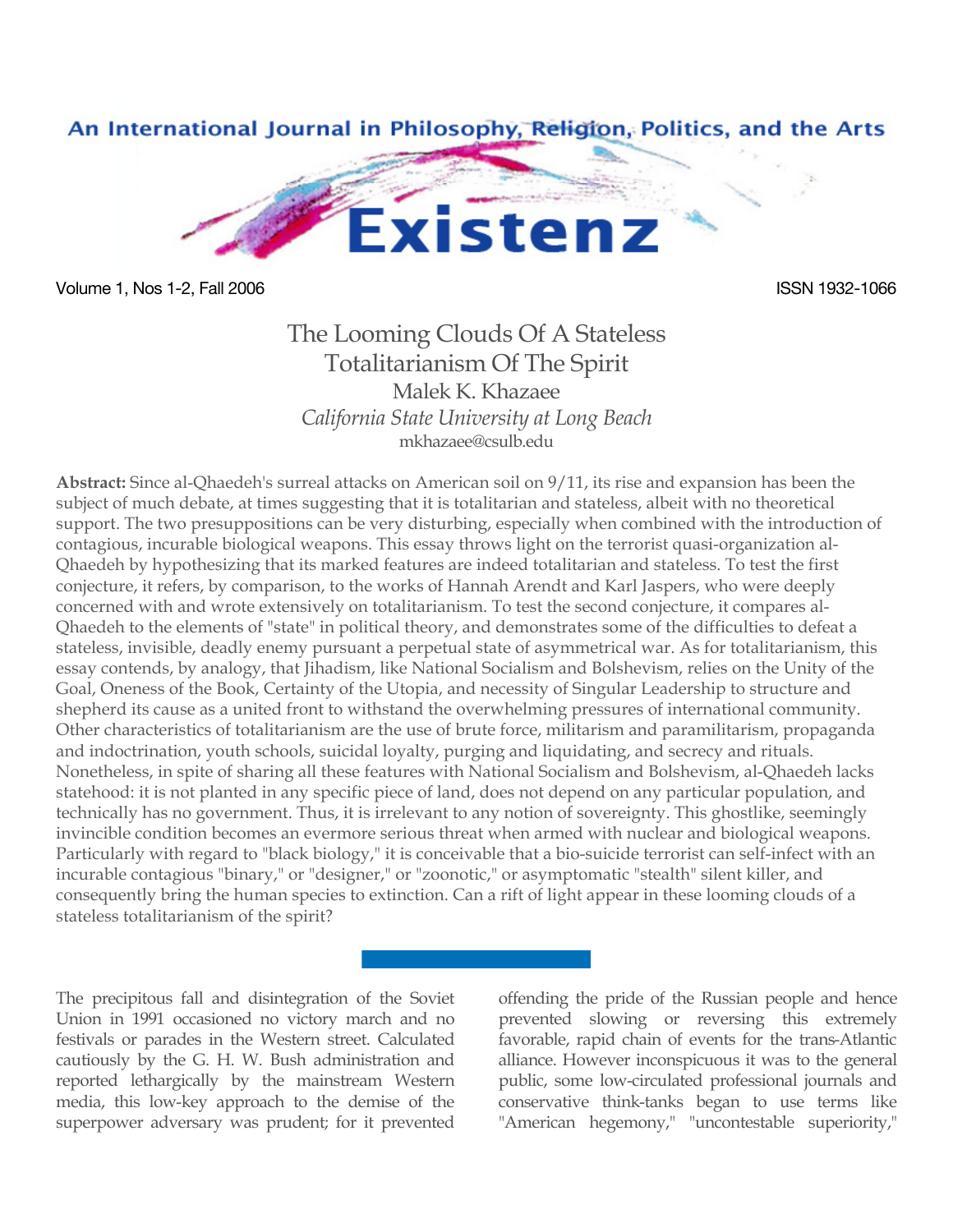# The Looming Clouds Of A Stateless Totalitarianism Of The Spirit

Malek K. Khazaee

*California State University at Long Beach*

mkhazaee@csulb.edu

**Abstract:** Since al-Qhaedeh's surreal attacks on American soil on 9/11, its rise and expansion has been the subject of much debate, at times suggesting that it is totalitarian and stateless, albeit with no theoretical support. The two presuppositions can be very disturbing, especially when combined with the introduction of contagious, incurable biological weapons. This essay throws light on the terrorist quasi-organization al-Qhaedeh by hypothesizing that its marked features are indeed totalitarian and stateless. To test the first conjecture, it refers, by comparison, to the works of Hannah Arendt and Karl Jaspers, who were deeply concerned with and wrote extensively on totalitarianism. To test the second conjecture, it compares al-Qhaedeh to the elements of "state" in political theory, and demonstrates some of the difficulties to defeat a stateless, invisible, deadly enemy pursuant a perpetual state of asymmetrical war. As for totalitarianism, this essay contends, by analogy, that Jihadism, like National Socialism and Bolshevism, relies on the Unity of the Goal, Oneness of the Book, Certainty of the Utopia, and necessity of Singular Leadership to structure and shepherd its cause as a united front to withstand the overwhelming pressures of international community. Other characteristics of totalitarianism are the use of brute force, militarism and paramilitarism, propaganda and indoctrination, youth schools, suicidal loyalty, purging and liquidating, and secrecy and rituals. Nonetheless, in spite of sharing all these features with National Socialism and Bolshevism, al-Qhaedeh lacks statehood: it is not planted in any specific piece of land, does not depend on any particular population, and technically has no government. Thus, it is irrelevant to any notion of sovereignty. This ghostlike, seemingly invincible condition becomes an evermore serious threat when armed with nuclear and biological weapons. Particularly with regard to "black biology," it is conceivable that a bio-suicide terrorist can self-infect with an incurable contagious "binary," or "designer," or "zoonotic," or asymptomatic "stealth" silent killer, and consequently bring the human species to extinction. Can a rift of light appear in these looming clouds of a stateless totalitarianism of the spirit?

---

The precipitous fall and disintegration of the Soviet Union in 1991 occasioned no victory march and no festivals or parades in the Western street. Calculated cautiously by the G. H. W. Bush administration and reported lethargically by the mainstream Western media, this low-key approach to the demise of the superpower adversary was prudent; for it prevented offending the pride of the Russian people and hence prevented slowing or reversing this extremely favorable, rapid chain of events for the trans-Atlantic alliance. However inconspicuous it was to the general public, some low-circulated professional journals and conservative think-tanks began to use terms like "American hegemony," "uncontestable superiority,"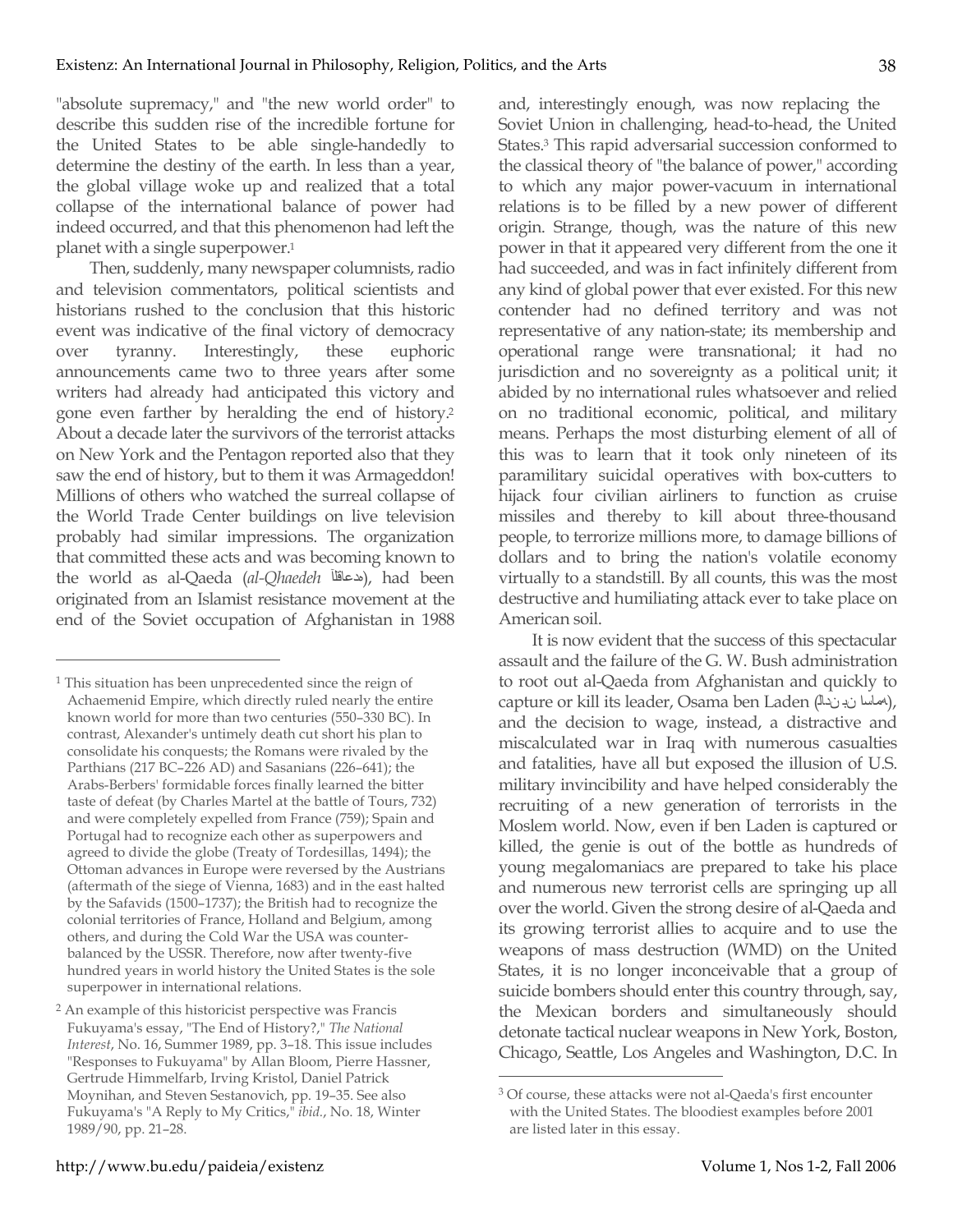"absolute supremacy," and "the new world order" to describe this sudden rise of the incredible fortune for the United States to be able single-handedly to determine the destiny of the earth. In less than a year, the global village woke up and realized that a total collapse of the international balance of power had indeed occurred, and that this phenomenon had left the planet with a single superpower.[1]

Then, suddenly, many newspaper columnists, radio and television commentators, political scientists and historians rushed to the conclusion that this historic event was indicative of the final victory of democracy over tyranny. Interestingly, these euphoric announcements came two to three years after some writers had already had anticipated this victory and gone even farther by heralding the end of history.[2] About a decade later the survivors of the terrorist attacks on New York and the Pentagon reported also that they saw the end of history, but to them it was Armageddon! Millions of others who watched the surreal collapse of the World Trade Center buildings on live television probably had similar impressions. The organization that committed these acts and was becoming known to the world as al-Qaeda (*al-Qhaedeh* القاعده), had been originated from an Islamist resistance movement at the end of the Soviet occupation of Afghanistan in 1988 and, interestingly enough, was now replacing the Soviet Union in challenging, head-to-head, the United States.[3] This rapid adversarial succession conformed to the classical theory of "the balance of power," according to which any major power-vacuum in international relations is to be filled by a new power of different origin. Strange, though, was the nature of this new power in that it appeared very different from the one it had succeeded, and was in fact infinitely different from any kind of global power that ever existed. For this new contender had no defined territory and was not representative of any nation-state; its membership and operational range were transnational; it had no jurisdiction and no sovereignty as a political unit; it abided by no international rules whatsoever and relied on no traditional economic, political, and military means. Perhaps the most disturbing element of all of this was to learn that it took only nineteen of its paramilitary suicidal operatives with box-cutters to hijack four civilian airliners to function as cruise missiles and thereby to kill about three-thousand people, to terrorize millions more, to damage billions of dollars and to bring the nation's volatile economy virtually to a standstill. By all counts, this was the most destructive and humiliating attack ever to take place on American soil.

It is now evident that the success of this spectacular assault and the failure of the G. W. Bush administration to root out al-Qaeda from Afghanistan and quickly to capture or kill its leader, Osama ben Laden (اسامه بن لادن), and the decision to wage, instead, a distractive and miscalculated war in Iraq with numerous casualties and fatalities, have all but exposed the illusion of U.S. military invincibility and have helped considerably the recruiting of a new generation of terrorists in the Moslem world. Now, even if ben Laden is captured or killed, the genie is out of the bottle as hundreds of young megalomaniacs are prepared to take his place and numerous new terrorist cells are springing up all over the world. Given the strong desire of al-Qaeda and its growing terrorist allies to acquire and to use the weapons of mass destruction (WMD) on the United States, it is no longer inconceivable that a group of suicide bombers should enter this country through, say, the Mexican borders and simultaneously should detonate tactical nuclear weapons in New York, Boston, Chicago, Seattle, Los Angeles and Washington, D.C. In

---

[1] This situation has been unprecedented since the reign of Achaemenid Empire, which directly ruled nearly the entire known world for more than two centuries (550–330 BC). In contrast, Alexander's untimely death cut short his plan to consolidate his conquests; the Romans were rivaled by the Parthians (217 BC–226 AD) and Sasanians (226–641); the Arabs-Berbers' formidable forces finally learned the bitter taste of defeat (by Charles Martel at the battle of Tours, 732) and were completely expelled from France (759); Spain and Portugal had to recognize each other as superpowers and agreed to divide the globe (Treaty of Tordesillas, 1494); the Ottoman advances in Europe were reversed by the Austrians (aftermath of the siege of Vienna, 1683) and in the east halted by the Safavids (1500–1737); the British had to recognize the colonial territories of France, Holland and Belgium, among others, and during the Cold War the USA was counter-balanced by the USSR. Therefore, now after twenty-five hundred years in world history the United States is the sole superpower in international relations.

[2] An example of this historicist perspective was Francis Fukuyama's essay, "The End of History?," *The National Interest*, No. 16, Summer 1989, pp. 3–18. This issue includes "Responses to Fukuyama" by Allan Bloom, Pierre Hassner, Gertrude Himmelfarb, Irving Kristol, Daniel Patrick Moynihan, and Steven Sestanovich, pp. 19–35. See also Fukuyama's "A Reply to My Critics," *ibid.*, No. 18, Winter 1989/90, pp. 21–28.

[3] Of course, these attacks were not al-Qaeda's first encounter with the United States. The bloodiest examples before 2001 are listed later in this essay.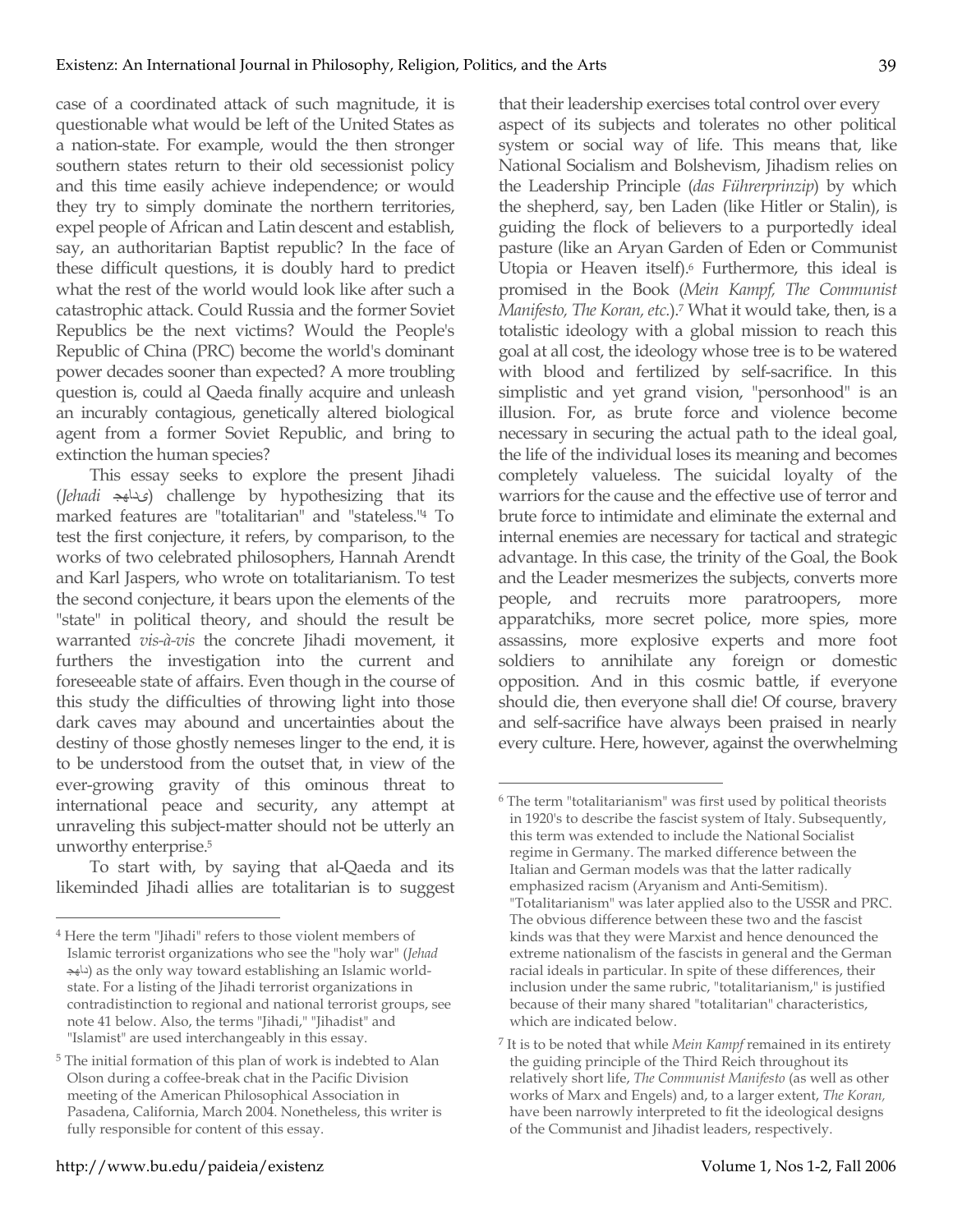case of a coordinated attack of such magnitude, it is questionable what would be left of the United States as a nation-state. For example, would the then stronger southern states return to their old secessionist policy and this time easily achieve independence; or would they try to simply dominate the northern territories, expel people of African and Latin descent and establish, say, an authoritarian Baptist republic? In the face of these difficult questions, it is doubly hard to predict what the rest of the world would look like after such a catastrophic attack. Could Russia and the former Soviet Republics be the next victims? Would the People's Republic of China (PRC) become the world's dominant power decades sooner than expected? A more troubling question is, could al Qaeda finally acquire and unleash an incurably contagious, genetically altered biological agent from a former Soviet Republic, and bring to extinction the human species?

This essay seeks to explore the present Jihadi (*Jehadi* جهادی) challenge by hypothesizing that its marked features are "totalitarian" and "stateless."[4] To test the first conjecture, it refers, by comparison, to the works of two celebrated philosophers, Hannah Arendt and Karl Jaspers, who wrote on totalitarianism. To test the second conjecture, it bears upon the elements of the "state" in political theory, and should the result be warranted *vis-à-vis* the concrete Jihadi movement, it furthers the investigation into the current and foreseeable state of affairs. Even though in the course of this study the difficulties of throwing light into those dark caves may abound and uncertainties about the destiny of those ghostly nemeses linger to the end, it is to be understood from the outset that, in view of the ever-growing gravity of this ominous threat to international peace and security, any attempt at unraveling this subject-matter should not be utterly an unworthy enterprise.[5]

To start with, by saying that al-Qaeda and its likeminded Jihadi allies are totalitarian is to suggest that their leadership exercises total control over every aspect of its subjects and tolerates no other political system or social way of life. This means that, like National Socialism and Bolshevism, Jihadism relies on the Leadership Principle (*das Führerprinzip*) by which the shepherd, say, ben Laden (like Hitler or Stalin), is guiding the flock of believers to a purportedly ideal pasture (like an Aryan Garden of Eden or Communist Utopia or Heaven itself).[6] Furthermore, this ideal is promised in the Book (*Mein Kampf, The Communist Manifesto, The Koran, etc.*).[7] What it would take, then, is a totalistic ideology with a global mission to reach this goal at all cost, the ideology whose tree is to be watered with blood and fertilized by self-sacrifice. In this simplistic and yet grand vision, "personhood" is an illusion. For, as brute force and violence become necessary in securing the actual path to the ideal goal, the life of the individual loses its meaning and becomes completely valueless. The suicidal loyalty of the warriors for the cause and the effective use of terror and brute force to intimidate and eliminate the external and internal enemies are necessary for tactical and strategic advantage. In this case, the trinity of the Goal, the Book and the Leader mesmerizes the subjects, converts more people, and recruits more paratroopers, more apparatchiks, more secret police, more spies, more assassins, more explosive experts and more foot soldiers to annihilate any foreign or domestic opposition. And in this cosmic battle, if everyone should die, then everyone shall die! Of course, bravery and self-sacrifice have always been praised in nearly every culture. Here, however, against the overwhelming

---

[4] Here the term "Jihadi" refers to those violent members of Islamic terrorist organizations who see the "holy war" (*Jehad* جهاد) as the only way toward establishing an Islamic world-state. For a listing of the Jihadi terrorist organizations in contradistinction to regional and national terrorist groups, see note 41 below. Also, the terms "Jihadi," "Jihadist" and "Islamist" are used interchangeably in this essay.

[5] The initial formation of this plan of work is indebted to Alan Olson during a coffee-break chat in the Pacific Division meeting of the American Philosophical Association in Pasadena, California, March 2004. Nonetheless, this writer is fully responsible for content of this essay.

[6] The term "totalitarianism" was first used by political theorists in 1920's to describe the fascist system of Italy. Subsequently, this term was extended to include the National Socialist regime in Germany. The marked difference between the Italian and German models was that the latter radically emphasized racism (Aryanism and Anti-Semitism). "Totalitarianism" was later applied also to the USSR and PRC. The obvious difference between these two and the fascist kinds was that they were Marxist and hence denounced the extreme nationalism of the fascists in general and the German racial ideals in particular. In spite of these differences, their inclusion under the same rubric, "totalitarianism," is justified because of their many shared "totalitarian" characteristics, which are indicated below.

[7] It is to be noted that while *Mein Kampf* remained in its entirety the guiding principle of the Third Reich throughout its relatively short life, *The Communist Manifesto* (as well as other works of Marx and Engels) and, to a larger extent, *The Koran,* have been narrowly interpreted to fit the ideological designs of the Communist and Jihadist leaders, respectively.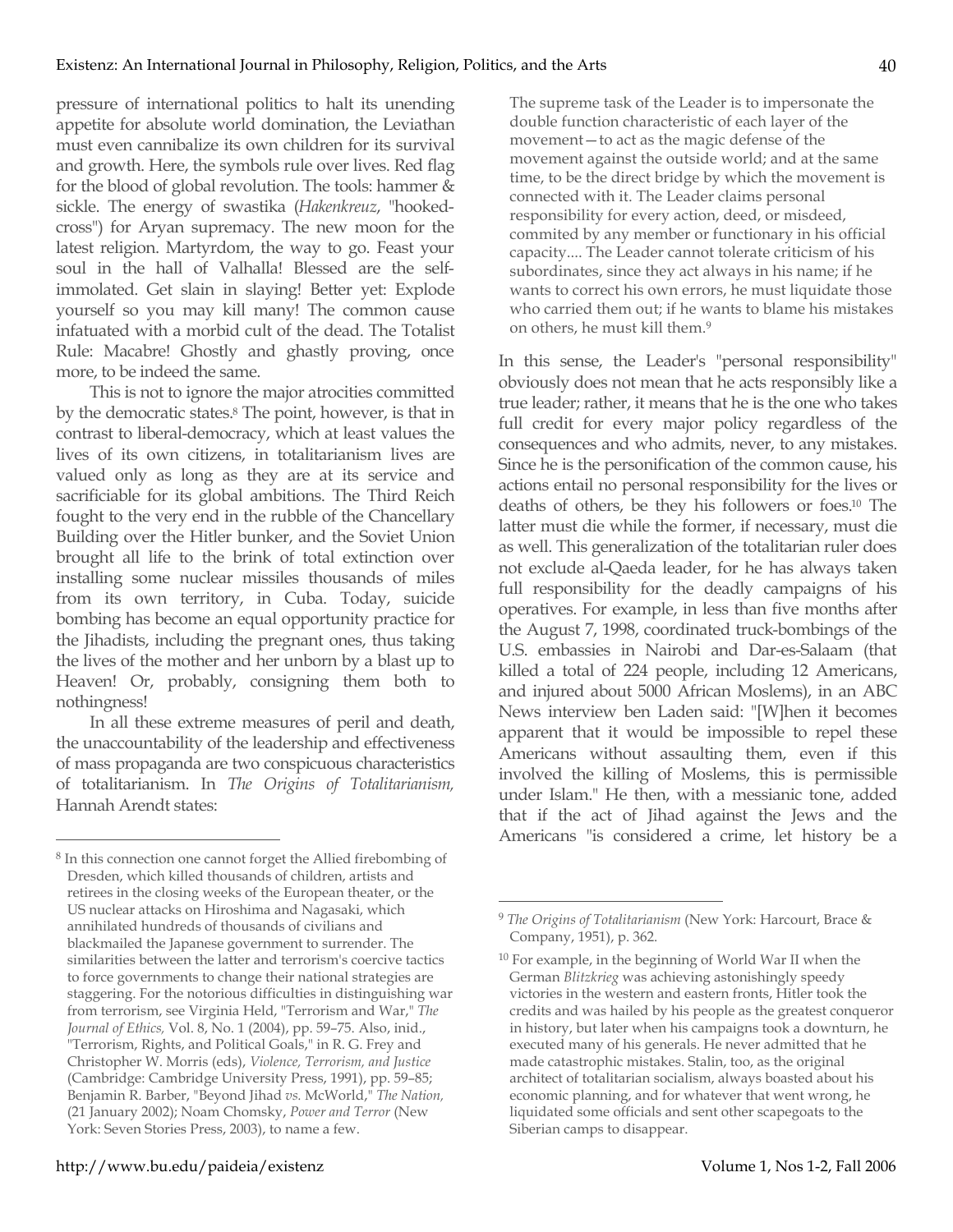pressure of international politics to halt its unending appetite for absolute world domination, the Leviathan must even cannibalize its own children for its survival and growth. Here, the symbols rule over lives. Red flag for the blood of global revolution. The tools: hammer & sickle. The energy of swastika (*Hakenkreuz*, "hooked-cross") for Aryan supremacy. The new moon for the latest religion. Martyrdom, the way to go. Feast your soul in the hall of Valhalla! Blessed are the self-immolated. Get slain in slaying! Better yet: Explode yourself so you may kill many! The common cause infatuated with a morbid cult of the dead. The Totalist Rule: Macabre! Ghostly and ghastly proving, once more, to be indeed the same.

This is not to ignore the major atrocities committed by the democratic states.[8] The point, however, is that in contrast to liberal-democracy, which at least values the lives of its own citizens, in totalitarianism lives are valued only as long as they are at its service and sacrificiable for its global ambitions. The Third Reich fought to the very end in the rubble of the Chancellary Building over the Hitler bunker, and the Soviet Union brought all life to the brink of total extinction over installing some nuclear missiles thousands of miles from its own territory, in Cuba. Today, suicide bombing has become an equal opportunity practice for the Jihadists, including the pregnant ones, thus taking the lives of the mother and her unborn by a blast up to Heaven! Or, probably, consigning them both to nothingness!

In all these extreme measures of peril and death, the unaccountability of the leadership and effectiveness of mass propaganda are two conspicuous characteristics of totalitarianism. In *The Origins of Totalitarianism,* Hannah Arendt states:

> The supreme task of the Leader is to impersonate the double function characteristic of each layer of the movement—to act as the magic defense of the movement against the outside world; and at the same time, to be the direct bridge by which the movement is connected with it. The Leader claims personal responsibility for every action, deed, or misdeed, commited by any member or functionary in his official capacity.... The Leader cannot tolerate criticism of his subordinates, since they act always in his name; if he wants to correct his own errors, he must liquidate those who carried them out; if he wants to blame his mistakes on others, he must kill them.[9]

In this sense, the Leader's "personal responsibility" obviously does not mean that he acts responsibly like a true leader; rather, it means that he is the one who takes full credit for every major policy regardless of the consequences and who admits, never, to any mistakes. Since he is the personification of the common cause, his actions entail no personal responsibility for the lives or deaths of others, be they his followers or foes.[10] The latter must die while the former, if necessary, must die as well. This generalization of the totalitarian ruler does not exclude al-Qaeda leader, for he has always taken full responsibility for the deadly campaigns of his operatives. For example, in less than five months after the August 7, 1998, coordinated truck-bombings of the U.S. embassies in Nairobi and Dar-es-Salaam (that killed a total of 224 people, including 12 Americans, and injured about 5000 African Moslems), in an ABC News interview ben Laden said: "[W]hen it becomes apparent that it would be impossible to repel these Americans without assaulting them, even if this involved the killing of Moslems, this is permissible under Islam." He then, with a messianic tone, added that if the act of Jihad against the Jews and the Americans "is considered a crime, let history be a

---

[8] In this connection one cannot forget the Allied firebombing of Dresden, which killed thousands of children, artists and retirees in the closing weeks of the European theater, or the US nuclear attacks on Hiroshima and Nagasaki, which annihilated hundreds of thousands of civilians and blackmailed the Japanese government to surrender. The similarities between the latter and terrorism's coercive tactics to force governments to change their national strategies are staggering. For the notorious difficulties in distinguishing war from terrorism, see Virginia Held, "Terrorism and War," *The Journal of Ethics,* Vol. 8, No. 1 (2004), pp. 59–75. Also, inid., "Terrorism, Rights, and Political Goals," in R. G. Frey and Christopher W. Morris (eds), *Violence, Terrorism, and Justice* (Cambridge: Cambridge University Press, 1991), pp. 59–85; Benjamin R. Barber, "Beyond Jihad *vs.* McWorld," *The Nation,* (21 January 2002); Noam Chomsky, *Power and Terror* (New York: Seven Stories Press, 2003), to name a few.

[9] *The Origins of Totalitarianism* (New York: Harcourt, Brace & Company, 1951), p. 362.

[10] For example, in the beginning of World War II when the German *Blitzkrieg* was achieving astonishingly speedy victories in the western and eastern fronts, Hitler took the credits and was hailed by his people as the greatest conqueror in history, but later when his campaigns took a downturn, he executed many of his generals. He never admitted that he made catastrophic mistakes. Stalin, too, as the original architect of totalitarian socialism, always boasted about his economic planning, and for whatever that went wrong, he liquidated some officials and sent other scapegoats to the Siberian camps to disappear.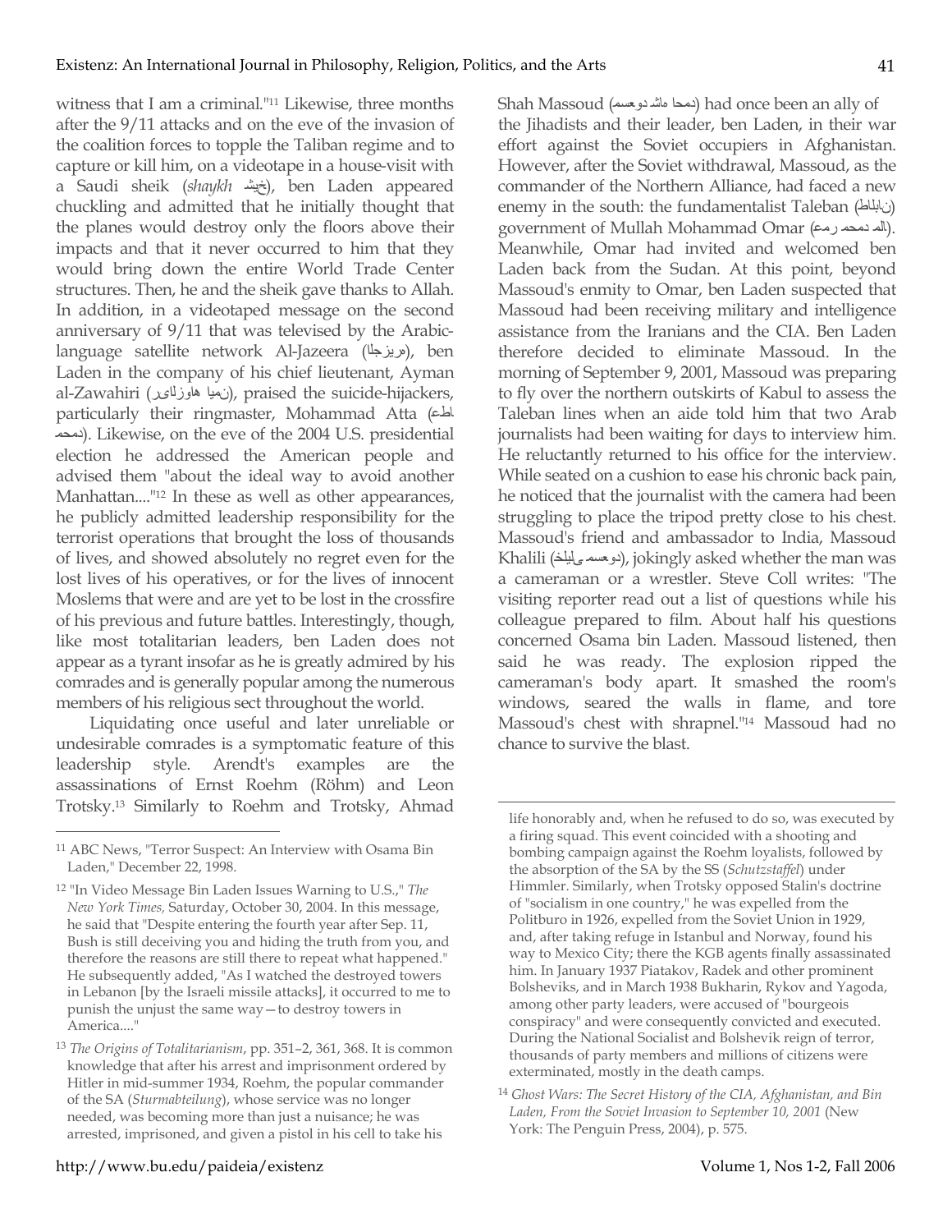witness that I am a criminal."[11] Likewise, three months after the 9/11 attacks and on the eve of the invasion of the coalition forces to topple the Taliban regime and to capture or kill him, on a videotape in a house-visit with a Saudi sheik (*shaykh* خيش), ben Laden appeared chuckling and admitted that he initially thought that the planes would destroy only the floors above their impacts and that it never occurred to him that they would bring down the entire World Trade Center structures. Then, he and the sheik gave thanks to Allah. In addition, in a videotaped message on the second anniversary of 9/11 that was televised by the Arabic-language satellite network Al-Jazeera (ةريزجلا), ben Laden in the company of his chief lieutenant, Ayman al-Zawahiri (نميا هاوزلاىر), praised the suicide-hijackers, particularly their ringmaster, Mohammad Atta (اطع دمحم). Likewise, on the eve of the 2004 U.S. presidential election he addressed the American people and advised them "about the ideal way to avoid another Manhattan...."[12] In these as well as other appearances, he publicly admitted leadership responsibility for the terrorist operations that brought the loss of thousands of lives, and showed absolutely no regret even for the lost lives of his operatives, or for the lives of innocent Moslems that were and are yet to be lost in the crossfire of his previous and future battles. Interestingly, though, like most totalitarian leaders, ben Laden does not appear as a tyrant insofar as he is greatly admired by his comrades and is generally popular among the numerous members of his religious sect throughout the world.

Liquidating once useful and later unreliable or undesirable comrades is a symptomatic feature of this leadership style. Arendt's examples are the assassinations of Ernst Roehm (Röhm) and Leon Trotsky.[13] Similarly to Roehm and Trotsky, Ahmad Shah Massoud (دمحا هاش دوعسم) had once been an ally of the Jihadists and their leader, ben Laden, in their war effort against the Soviet occupiers in Afghanistan. However, after the Soviet withdrawal, Massoud, as the commander of the Northern Alliance, had faced a new enemy in the south: the fundamentalist Taleban (نابلاط) government of Mullah Mohammad Omar (الم دمحم رمع). Meanwhile, Omar had invited and welcomed ben Laden back from the Sudan. At this point, beyond Massoud's enmity to Omar, ben Laden suspected that Massoud had been receiving military and intelligence assistance from the Iranians and the CIA. Ben Laden therefore decided to eliminate Massoud. In the morning of September 9, 2001, Massoud was preparing to fly over the northern outskirts of Kabul to assess the Taleban lines when an aide told him that two Arab journalists had been waiting for days to interview him. He reluctantly returned to his office for the interview. While seated on a cushion to ease his chronic back pain, he noticed that the journalist with the camera had been struggling to place the tripod pretty close to his chest. Massoud's friend and ambassador to India, Massoud Khalili (دوعسم ىليلخ), jokingly asked whether the man was a cameraman or a wrestler. Steve Coll writes: "The visiting reporter read out a list of questions while his colleague prepared to film. About half his questions concerned Osama bin Laden. Massoud listened, then said he was ready. The explosion ripped the cameraman's body apart. It smashed the room's windows, seared the walls in flame, and tore Massoud's chest with shrapnel."[14] Massoud had no chance to survive the blast.

---

[11] ABC News, "Terror Suspect: An Interview with Osama Bin Laden," December 22, 1998.

[12] "In Video Message Bin Laden Issues Warning to U.S.," *The New York Times,* Saturday, October 30, 2004. In this message, he said that "Despite entering the fourth year after Sep. 11, Bush is still deceiving you and hiding the truth from you, and therefore the reasons are still there to repeat what happened." He subsequently added, "As I watched the destroyed towers in Lebanon [by the Israeli missile attacks], it occurred to me to punish the unjust the same way—to destroy towers in America...."

[13] *The Origins of Totalitarianism*, pp. 351–2, 361, 368. It is common knowledge that after his arrest and imprisonment ordered by Hitler in mid-summer 1934, Roehm, the popular commander of the SA (*Sturmabteilung*), whose service was no longer needed, was becoming more than just a nuisance; he was arrested, imprisoned, and given a pistol in his cell to take his life honorably and, when he refused to do so, was executed by a firing squad. This event coincided with a shooting and bombing campaign against the Roehm loyalists, followed by the absorption of the SA by the SS (*Schutzstaffel*) under Himmler. Similarly, when Trotsky opposed Stalin's doctrine of "socialism in one country," he was expelled from the Politburo in 1926, expelled from the Soviet Union in 1929, and, after taking refuge in Istanbul and Norway, found his way to Mexico City; there the KGB agents finally assassinated him. In January 1937 Piatakov, Radek and other prominent Bolsheviks, and in March 1938 Bukharin, Rykov and Yagoda, among other party leaders, were accused of "bourgeois conspiracy" and were consequently convicted and executed. During the National Socialist and Bolshevik reign of terror, thousands of party members and millions of citizens were exterminated, mostly in the death camps.

[14] *Ghost Wars: The Secret History of the CIA, Afghanistan, and Bin Laden, From the Soviet Invasion to September 10, 2001* (New York: The Penguin Press, 2004), p. 575.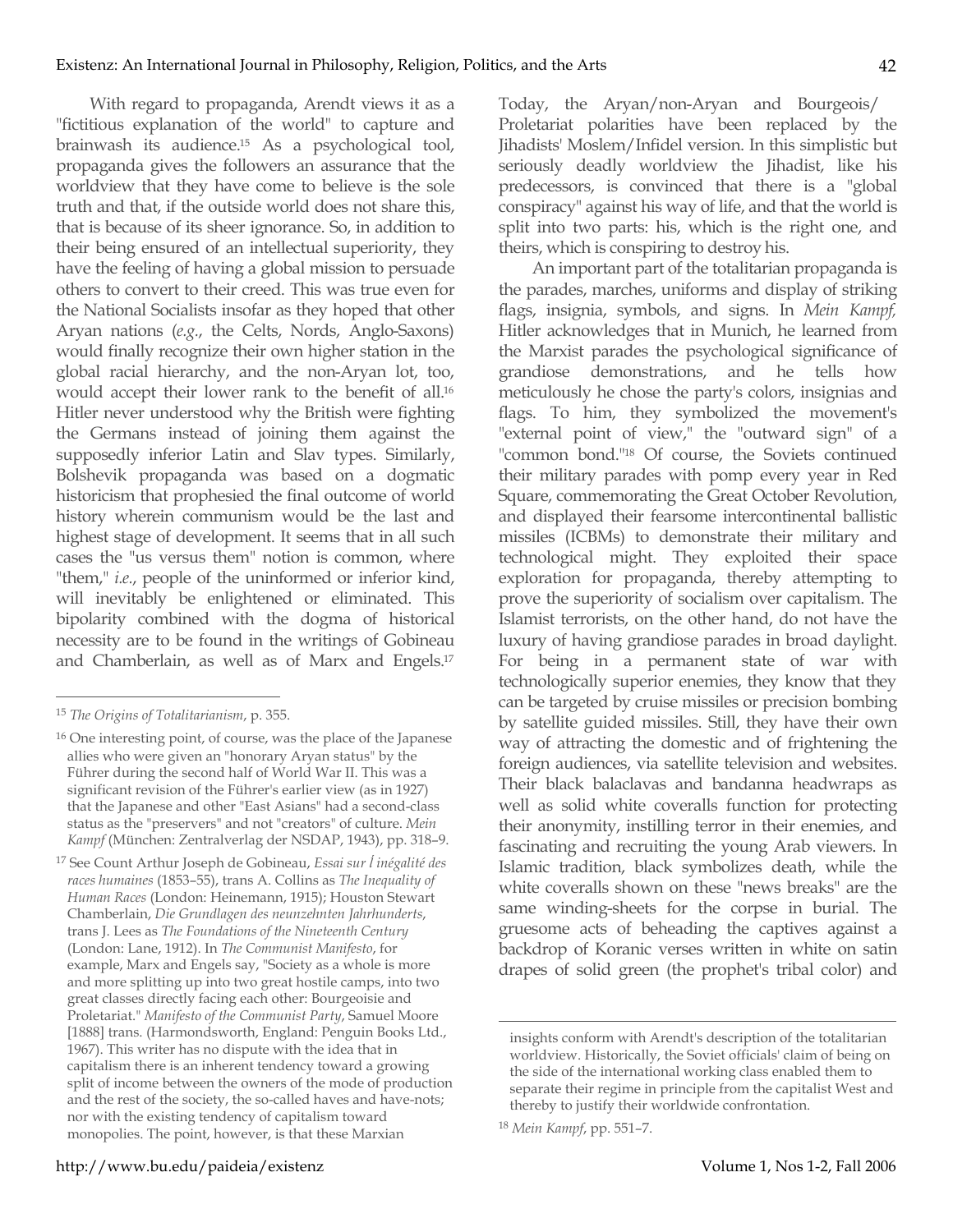With regard to propaganda, Arendt views it as a "fictitious explanation of the world" to capture and brainwash its audience.[15] As a psychological tool, propaganda gives the followers an assurance that the worldview that they have come to believe is the sole truth and that, if the outside world does not share this, that is because of its sheer ignorance. So, in addition to their being ensured of an intellectual superiority, they have the feeling of having a global mission to persuade others to convert to their creed. This was true even for the National Socialists insofar as they hoped that other Aryan nations (*e.g.*, the Celts, Nords, Anglo-Saxons) would finally recognize their own higher station in the global racial hierarchy, and the non-Aryan lot, too, would accept their lower rank to the benefit of all.[16] Hitler never understood why the British were fighting the Germans instead of joining them against the supposedly inferior Latin and Slav types. Similarly, Bolshevik propaganda was based on a dogmatic historicism that prophesied the final outcome of world history wherein communism would be the last and highest stage of development. It seems that in all such cases the "us versus them" notion is common, where "them," *i.e.*, people of the uninformed or inferior kind, will inevitably be enlightened or eliminated. This bipolarity combined with the dogma of historical necessity are to be found in the writings of Gobineau and Chamberlain, as well as of Marx and Engels.[17] Today, the Aryan/non-Aryan and Bourgeois/Proletariat polarities have been replaced by the Jihadists' Moslem/Infidel version. In this simplistic but seriously deadly worldview the Jihadist, like his predecessors, is convinced that there is a "global conspiracy" against his way of life, and that the world is split into two parts: his, which is the right one, and theirs, which is conspiring to destroy his.

An important part of the totalitarian propaganda is the parades, marches, uniforms and display of striking flags, insignia, symbols, and signs. In *Mein Kampf,* Hitler acknowledges that in Munich, he learned from the Marxist parades the psychological significance of grandiose demonstrations, and he tells how meticulously he chose the party's colors, insignias and flags. To him, they symbolized the movement's "external point of view," the "outward sign" of a "common bond."[18] Of course, the Soviets continued their military parades with pomp every year in Red Square, commemorating the Great October Revolution, and displayed their fearsome intercontinental ballistic missiles (ICBMs) to demonstrate their military and technological might. They exploited their space exploration for propaganda, thereby attempting to prove the superiority of socialism over capitalism. The Islamist terrorists, on the other hand, do not have the luxury of having grandiose parades in broad daylight. For being in a permanent state of war with technologically superior enemies, they know that they can be targeted by cruise missiles or precision bombing by satellite guided missiles. Still, they have their own way of attracting the domestic and of frightening the foreign audiences, via satellite television and websites. Their black balaclavas and bandanna headwraps as well as solid white coveralls function for protecting their anonymity, instilling terror in their enemies, and fascinating and recruiting the young Arab viewers. In Islamic tradition, black symbolizes death, while the white coveralls shown on these "news breaks" are the same winding-sheets for the corpse in burial. The gruesome acts of beheading the captives against a backdrop of Koranic verses written in white on satin drapes of solid green (the prophet's tribal color) and

---

[15] *The Origins of Totalitarianism*, p. 355.

[16] One interesting point, of course, was the place of the Japanese allies who were given an "honorary Aryan status" by the Führer during the second half of World War II. This was a significant revision of the Führer's earlier view (as in 1927) that the Japanese and other "East Asians" had a second-class status as the "preservers" and not "creators" of culture. *Mein Kampf* (München: Zentralverlag der NSDAP, 1943), pp. 318–9.

[17] See Count Arthur Joseph de Gobineau, *Essai sur l'inégalité des races humaines* (1853–55), trans A. Collins as *The Inequality of Human Races* (London: Heinemann, 1915); Houston Stewart Chamberlain, *Die Grundlagen des neunzehnten Jahrhunderts*, trans J. Lees as *The Foundations of the Nineteenth Century* (London: Lane, 1912). In *The Communist Manifesto*, for example, Marx and Engels say, "Society as a whole is more and more splitting up into two great hostile camps, into two great classes directly facing each other: Bourgeoisie and Proletariat." *Manifesto of the Communist Party*, Samuel Moore [1888] trans. (Harmondsworth, England: Penguin Books Ltd., 1967). This writer has no dispute with the idea that in capitalism there is an inherent tendency toward a growing split of income between the owners of the mode of production and the rest of the society, the so-called haves and have-nots; nor with the existing tendency of capitalism toward monopolies. The point, however, is that these Marxian insights conform with Arendt's description of the totalitarian worldview. Historically, the Soviet officials' claim of being on the side of the international working class enabled them to separate their regime in principle from the capitalist West and thereby to justify their worldwide confrontation.

[18] *Mein Kampf*, pp. 551–7.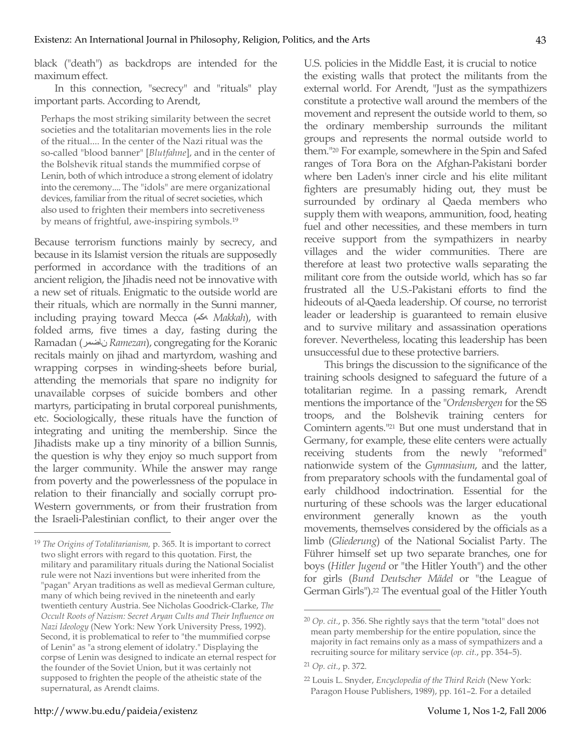black ("death") as backdrops are intended for the maximum effect.

In this connection, "secrecy" and "rituals" play important parts. According to Arendt,

> Perhaps the most striking similarity between the secret societies and the totalitarian movements lies in the role of the ritual.... In the center of the Nazi ritual was the so-called "blood banner" [*Blutfahne*], and in the center of the Bolshevik ritual stands the mummified corpse of Lenin, both of which introduce a strong element of idolatry into the ceremony.... The "idols" are mere organizational devices, familiar from the ritual of secret societies, which also used to frighten their members into secretiveness by means of frightful, awe-inspiring symbols.[19]

Because terrorism functions mainly by secrecy, and because in its Islamist version the rituals are supposedly performed in accordance with the traditions of an ancient religion, the Jihadis need not be innovative with a new set of rituals. Enigmatic to the outside world are their rituals, which are normally in the Sunni manner, including praying toward Mecca (مكه *Makkah*), with folded arms, five times a day, fasting during the Ramadan (رمضان *Ramezan*), congregating for the Koranic recitals mainly on jihad and martyrdom, washing and wrapping corpses in winding-sheets before burial, attending the memorials that spare no indignity for unavailable corpses of suicide bombers and other martyrs, participating in brutal corporeal punishments, etc. Sociologically, these rituals have the function of integrating and uniting the membership. Since the Jihadists make up a tiny minority of a billion Sunnis, the question is why they enjoy so much support from the larger community. While the answer may range from poverty and the powerlessness of the populace in relation to their financially and socially corrupt pro-Western governments, or from their frustration from the Israeli-Palestinian conflict, to their anger over the U.S. policies in the Middle East, it is crucial to notice the existing walls that protect the militants from the external world. For Arendt, "Just as the sympathizers constitute a protective wall around the members of the movement and represent the outside world to them, so the ordinary membership surrounds the militant groups and represents the normal outside world to them."[20] For example, somewhere in the Spin and Safed ranges of Tora Bora on the Afghan-Pakistani border where ben Laden's inner circle and his elite militant fighters are presumably hiding out, they must be surrounded by ordinary al Qaeda members who supply them with weapons, ammunition, food, heating fuel and other necessities, and these members in turn receive support from the sympathizers in nearby villages and the wider communities. There are therefore at least two protective walls separating the militant core from the outside world, which has so far frustrated all the U.S.-Pakistani efforts to find the hideouts of al-Qaeda leadership. Of course, no terrorist leader or leadership is guaranteed to remain elusive and to survive military and assassination operations forever. Nevertheless, locating this leadership has been unsuccessful due to these protective barriers.

This brings the discussion to the significance of the training schools designed to safeguard the future of a totalitarian regime. In a passing remark, Arendt mentions the importance of the "*Ordensbergen* for the SS troops, and the Bolshevik training centers for Comintern agents."[21] But one must understand that in Germany, for example, these elite centers were actually receiving students from the newly "reformed" nationwide system of the *Gymnasium*, and the latter, from preparatory schools with the fundamental goal of early childhood indoctrination. Essential for the nurturing of these schools was the larger educational environment generally known as the youth movements, themselves considered by the officials as a limb (*Gliederung*) of the National Socialist Party. The Führer himself set up two separate branches, one for boys (*Hitler Jugend* or "the Hitler Youth") and the other for girls (*Bund Deutscher Mädel* or "the League of German Girls").[22] The eventual goal of the Hitler Youth

---

[19] *The Origins of Totalitarianism,* p. 365. It is important to correct two slight errors with regard to this quotation. First, the military and paramilitary rituals during the National Socialist rule were not Nazi inventions but were inherited from the "pagan" Aryan traditions as well as medieval German culture, many of which being revived in the nineteenth and early twentieth century Austria. See Nicholas Goodrick-Clarke, *The Occult Roots of Nazism: Secret Aryan Cults and Their Influence on Nazi Ideology* (New York: New York University Press, 1992). Second, it is problematical to refer to "the mummified corpse of Lenin" as "a strong element of idolatry." Displaying the corpse of Lenin was designed to indicate an eternal respect for the founder of the Soviet Union, but it was certainly not supposed to frighten the people of the atheistic state of the supernatural, as Arendt claims.

[20] *Op. cit.*, p. 356. She rightly says that the term "total" does not mean party membership for the entire population, since the majority in fact remains only as a mass of sympathizers and a recruiting source for military service (*op. cit.*, pp. 354–5).

[21] *Op. cit.*, p. 372.

[22] Louis L. Snyder, *Encyclopedia of the Third Reich* (New York: Paragon House Publishers, 1989), pp. 161–2. For a detailed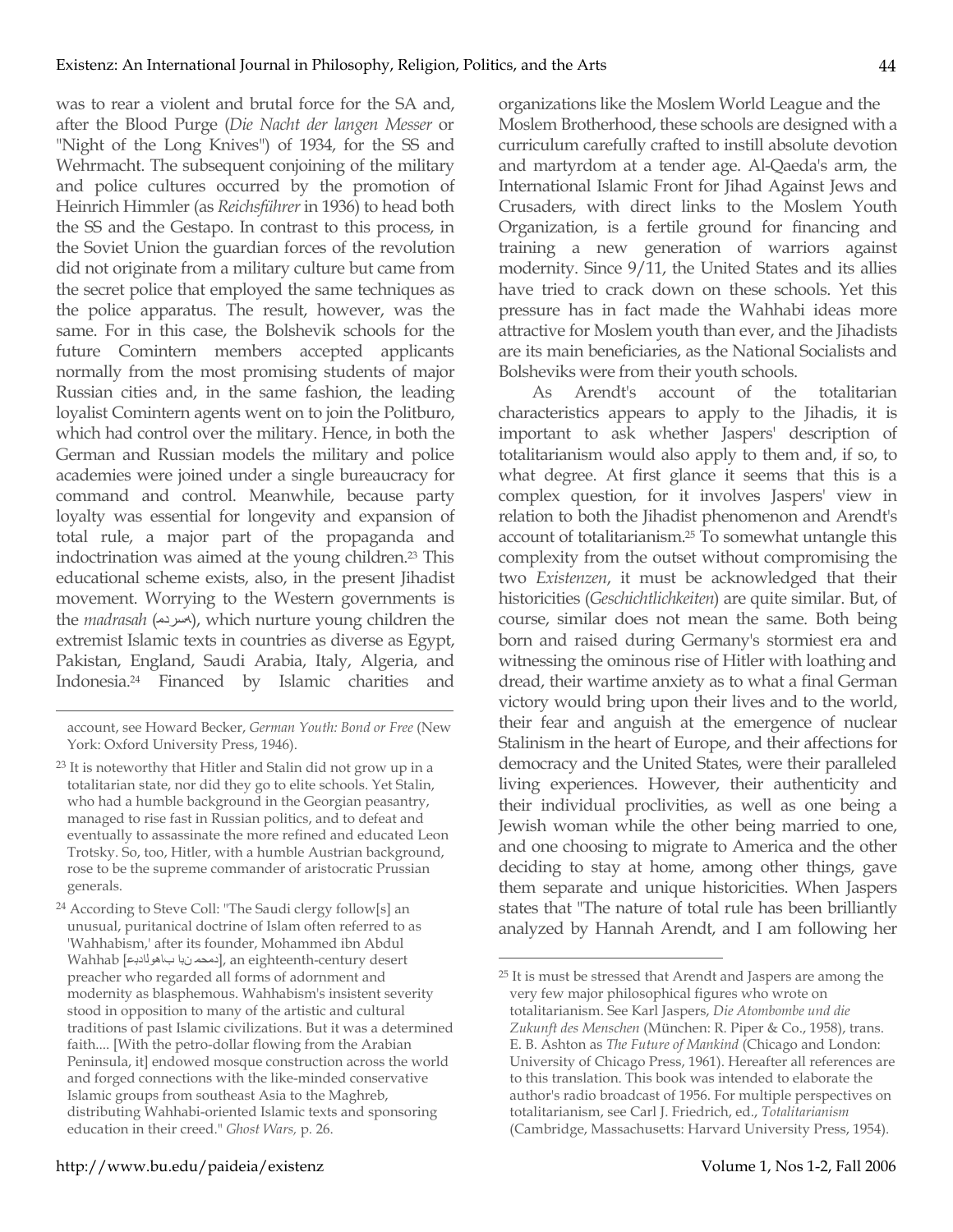was to rear a violent and brutal force for the SA and, after the Blood Purge (*Die Nacht der langen Messer* or "Night of the Long Knives") of 1934, for the SS and Wehrmacht. The subsequent conjoining of the military and police cultures occurred by the promotion of Heinrich Himmler (as *Reichsführer* in 1936) to head both the SS and the Gestapo. In contrast to this process, in the Soviet Union the guardian forces of the revolution did not originate from a military culture but came from the secret police that employed the same techniques as the police apparatus. The result, however, was the same. For in this case, the Bolshevik schools for the future Comintern members accepted applicants normally from the most promising students of major Russian cities and, in the same fashion, the leading loyalist Comintern agents went on to join the Politburo, which had control over the military. Hence, in both the German and Russian models the military and police academies were joined under a single bureaucracy for command and control. Meanwhile, because party loyalty was essential for longevity and expansion of total rule, a major part of the propaganda and indoctrination was aimed at the young children.[23] This educational scheme exists, also, in the present Jihadist movement. Worrying to the Western governments is the *madrasah* (مدرسه), which nurture young children the extremist Islamic texts in countries as diverse as Egypt, Pakistan, England, Saudi Arabia, Italy, Algeria, and Indonesia.[24] Financed by Islamic charities and organizations like the Moslem World League and the Moslem Brotherhood, these schools are designed with a curriculum carefully crafted to instill absolute devotion and martyrdom at a tender age. Al-Qaeda's arm, the International Islamic Front for Jihad Against Jews and Crusaders, with direct links to the Moslem Youth Organization, is a fertile ground for financing and training a new generation of warriors against modernity. Since 9/11, the United States and its allies have tried to crack down on these schools. Yet this pressure has in fact made the Wahhabi ideas more attractive for Moslem youth than ever, and the Jihadists are its main beneficiaries, as the National Socialists and Bolsheviks were from their youth schools.

As Arendt's account of the totalitarian characteristics appears to apply to the Jihadis, it is important to ask whether Jaspers' description of totalitarianism would also apply to them and, if so, to what degree. At first glance it seems that this is a complex question, for it involves Jaspers' view in relation to both the Jihadist phenomenon and Arendt's account of totalitarianism.[25] To somewhat untangle this complexity from the outset without compromising the two *Existenzen*, it must be acknowledged that their historicities (*Geschichtlichkeiten*) are quite similar. But, of course, similar does not mean the same. Both being born and raised during Germany's stormiest era and witnessing the ominous rise of Hitler with loathing and dread, their wartime anxiety as to what a final German victory would bring upon their lives and to the world, their fear and anguish at the emergence of nuclear Stalinism in the heart of Europe, and their affections for democracy and the United States, were their paralleled living experiences. However, their authenticity and their individual proclivities, as well as one being a Jewish woman while the other being married to one, and one choosing to migrate to America and the other deciding to stay at home, among other things, gave them separate and unique historicities. When Jaspers states that "The nature of total rule has been brilliantly analyzed by Hannah Arendt, and I am following her

---

account, see Howard Becker, *German Youth: Bond or Free* (New York: Oxford University Press, 1946).

[23] It is noteworthy that Hitler and Stalin did not grow up in a totalitarian state, nor did they go to elite schools. Yet Stalin, who had a humble background in the Georgian peasantry, managed to rise fast in Russian politics, and to defeat and eventually to assassinate the more refined and educated Leon Trotsky. So, too, Hitler, with a humble Austrian background, rose to be the supreme commander of aristocratic Prussian generals.

[24] According to Steve Coll: "The Saudi clergy follow[s] an unusual, puritanical doctrine of Islam often referred to as 'Wahhabism,' after its founder, Mohammed ibn Abdul Wahhab [محمد ابن عبدالوهاب], an eighteenth-century desert preacher who regarded all forms of adornment and modernity as blasphemous. Wahhabism's insistent severity stood in opposition to many of the artistic and cultural traditions of past Islamic civilizations. But it was a determined faith.... [With the petro-dollar flowing from the Arabian Peninsula, it] endowed mosque construction across the world and forged connections with the like-minded conservative Islamic groups from southeast Asia to the Maghreb, distributing Wahhabi-oriented Islamic texts and sponsoring education in their creed." *Ghost Wars,* p. 26.

[25] It is must be stressed that Arendt and Jaspers are among the very few major philosophical figures who wrote on totalitarianism. See Karl Jaspers, *Die Atombombe und die Zukunft des Menschen* (München: R. Piper & Co., 1958), trans. E. B. Ashton as *The Future of Mankind* (Chicago and London: University of Chicago Press, 1961). Hereafter all references are to this translation. This book was intended to elaborate the author's radio broadcast of 1956. For multiple perspectives on totalitarianism, see Carl J. Friedrich, ed., *Totalitarianism* (Cambridge, Massachusetts: Harvard University Press, 1954).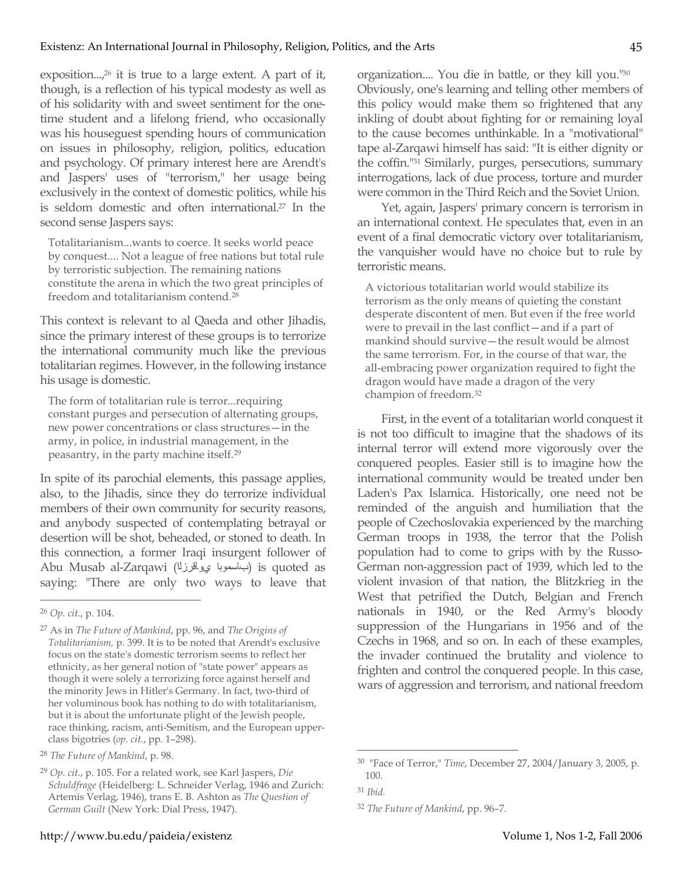exposition...,[26] it is true to a large extent. A part of it, though, is a reflection of his typical modesty as well as of his solidarity with and sweet sentiment for the one-time student and a lifelong friend, who occasionally was his houseguest spending hours of communication on issues in philosophy, religion, politics, education and psychology. Of primary interest here are Arendt's and Jaspers' uses of "terrorism," her usage being exclusively in the context of domestic politics, while his is seldom domestic and often international.[27] In the second sense Jaspers says:

> Totalitarianism...wants to coerce. It seeks world peace by conquest.... Not a league of free nations but total rule by terroristic subjection. The remaining nations constitute the arena in which the two great principles of freedom and totalitarianism contend.[28]

This context is relevant to al Qaeda and other Jihadis, since the primary interest of these groups is to terrorize the international community much like the previous totalitarian regimes. However, in the following instance his usage is domestic.

> The form of totalitarian rule is terror...requiring constant purges and persecution of alternating groups, new power concentrations or class structures—in the army, in police, in industrial management, in the peasantry, in the party machine itself.[29]

In spite of its parochial elements, this passage applies, also, to the Jihadis, since they do terrorize individual members of their own community for security reasons, and anybody suspected of contemplating betrayal or desertion will be shot, beheaded, or stoned to death. In this connection, a former Iraqi insurgent follower of Abu Musab al-Zarqawi (ابومصعب الزرقاوي) is quoted as saying: "There are only two ways to leave that organization.... You die in battle, or they kill you."[30] Obviously, one's learning and telling other members of this policy would make them so frightened that any inkling of doubt about fighting for or remaining loyal to the cause becomes unthinkable. In a "motivational" tape al-Zarqawi himself has said: "It is either dignity or the coffin."[31] Similarly, purges, persecutions, summary interrogations, lack of due process, torture and murder were common in the Third Reich and the Soviet Union.

Yet, again, Jaspers' primary concern is terrorism in an international context. He speculates that, even in an event of a final democratic victory over totalitarianism, the vanquisher would have no choice but to rule by terroristic means.

> A victorious totalitarian world would stabilize its terrorism as the only means of quieting the constant desperate discontent of men. But even if the free world were to prevail in the last conflict—and if a part of mankind should survive—the result would be almost the same terrorism. For, in the course of that war, the all-embracing power organization required to fight the dragon would have made a dragon of the very champion of freedom.[32]

First, in the event of a totalitarian world conquest it is not too difficult to imagine that the shadows of its internal terror will extend more vigorously over the conquered peoples. Easier still is to imagine how the international community would be treated under ben Laden's Pax Islamica. Historically, one need not be reminded of the anguish and humiliation that the people of Czechoslovakia experienced by the marching German troops in 1938, the terror that the Polish population had to come to grips with by the Russo-German non-aggression pact of 1939, which led to the violent invasion of that nation, the Blitzkrieg in the West that petrified the Dutch, Belgian and French nationals in 1940, or the Red Army's bloody suppression of the Hungarians in 1956 and of the Czechs in 1968, and so on. In each of these examples, the invader continued the brutality and violence to frighten and control the conquered people. In this case, wars of aggression and terrorism, and national freedom

---

[26] *Op. cit.*, p. 104.

[27] As in *The Future of Mankind*, pp. 96, and *The Origins of Totalitarianism,* p. 399. It is to be noted that Arendt's exclusive focus on the state's domestic terrorism seems to reflect her ethnicity, as her general notion of "state power" appears as though it were solely a terrorizing force against herself and the minority Jews in Hitler's Germany. In fact, two-third of her voluminous book has nothing to do with totalitarianism, but it is about the unfortunate plight of the Jewish people, race thinking, racism, anti-Semitism, and the European upper-class bigotries (*op. cit.*, pp. 1–298).

[28] *The Future of Mankind*, p. 98.

[29] *Op. cit.*, p. 105. For a related work, see Karl Jaspers, *Die Schuldfrage* (Heidelberg: L. Schneider Verlag, 1946 and Zurich: Artemis Verlag, 1946), trans E. B. Ashton as *The Question of German Guilt* (New York: Dial Press, 1947).

[30] "Face of Terror," *Time*, December 27, 2004/January 3, 2005, p. 100.

[31] *Ibid.*

[32] *The Future of Mankind*, pp. 96–7.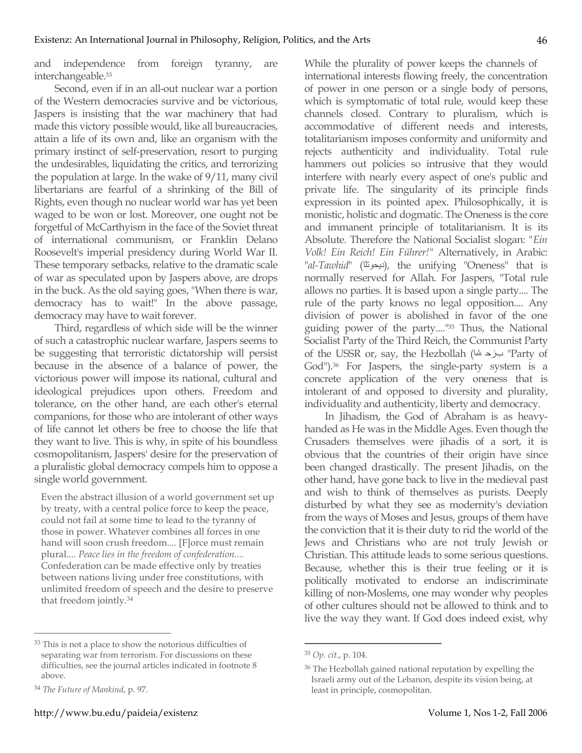and independence from foreign tyranny, are interchangeable.[33]

Second, even if in an all-out nuclear war a portion of the Western democracies survive and be victorious, Jaspers is insisting that the war machinery that had made this victory possible would, like all bureaucracies, attain a life of its own and, like an organism with the primary instinct of self-preservation, resort to purging the undesirables, liquidating the critics, and terrorizing the population at large. In the wake of 9/11, many civil libertarians are fearful of a shrinking of the Bill of Rights, even though no nuclear world war has yet been waged to be won or lost. Moreover, one ought not be forgetful of McCarthyism in the face of the Soviet threat of international communism, or Franklin Delano Roosevelt's imperial presidency during World War II. These temporary setbacks, relative to the dramatic scale of war as speculated upon by Jaspers above, are drops in the buck. As the old saying goes, "When there is war, democracy has to wait!" In the above passage, democracy may have to wait forever.

Third, regardless of which side will be the winner of such a catastrophic nuclear warfare, Jaspers seems to be suggesting that terroristic dictatorship will persist because in the absence of a balance of power, the victorious power will impose its national, cultural and ideological prejudices upon others. Freedom and tolerance, on the other hand, are each other's eternal companions, for those who are intolerant of other ways of life cannot let others be free to choose the life that they want to live. This is why, in spite of his boundless cosmopolitanism, Jaspers' desire for the preservation of a pluralistic global democracy compels him to oppose a single world government.

> Even the abstract illusion of a world government set up by treaty, with a central police force to keep the peace, could not fail at some time to lead to the tyranny of those in power. Whatever combines all forces in one hand will soon crush freedom.... [F]orce must remain plural.... *Peace lies in the freedom of confederation....* Confederation can be made effective only by treaties between nations living under free constitutions, with unlimited freedom of speech and the desire to preserve that freedom jointly.[34]

While the plurality of power keeps the channels of international interests flowing freely, the concentration of power in one person or a single body of persons, which is symptomatic of total rule, would keep these channels closed. Contrary to pluralism, which is accommodative of different needs and interests, totalitarianism imposes conformity and uniformity and rejects authenticity and individuality. Total rule hammers out policies so intrusive that they would interfere with nearly every aspect of one's public and private life. The singularity of its principle finds expression in its pointed apex. Philosophically, it is monistic, holistic and dogmatic. The Oneness is the core and immanent principle of totalitarianism. It is its Absolute. Therefore the National Socialist slogan: "*Ein Volk! Ein Reich! Ein Führer!*" Alternatively, in Arabic: "*al-Tawhid*" (دیحوتلا), the unifying "Oneness" that is normally reserved for Allah. For Jaspers, "Total rule allows no parties. It is based upon a single party.... The rule of the party knows no legal opposition.... Any division of power is abolished in favor of the one guiding power of the party...."[35] Thus, the National Socialist Party of the Third Reich, the Communist Party of the USSR or, say, the Hezbollah (بزح الله "Party of God").[36] For Jaspers, the single-party system is a concrete application of the very oneness that is intolerant of and opposed to diversity and plurality, individuality and authenticity, liberty and democracy.

In Jihadism, the God of Abraham is as heavy-handed as He was in the Middle Ages. Even though the Crusaders themselves were jihadis of a sort, it is obvious that the countries of their origin have since been changed drastically. The present Jihadis, on the other hand, have gone back to live in the medieval past and wish to think of themselves as purists. Deeply disturbed by what they see as modernity's deviation from the ways of Moses and Jesus, groups of them have the conviction that it is their duty to rid the world of the Jews and Christians who are not truly Jewish or Christian. This attitude leads to some serious questions. Because, whether this is their true feeling or it is politically motivated to endorse an indiscriminate killing of non-Moslems, one may wonder why peoples of other cultures should not be allowed to think and to live the way they want. If God does indeed exist, why

---

[33] This is not a place to show the notorious difficulties of separating war from terrorism. For discussions on these difficulties, see the journal articles indicated in footnote 8 above.

[34] *The Future of Mankind*, p. 97.

[35] *Op. cit.*, p. 104.

[36] The Hezbollah gained national reputation by expelling the Israeli army out of the Lebanon, despite its vision being, at least in principle, cosmopolitan.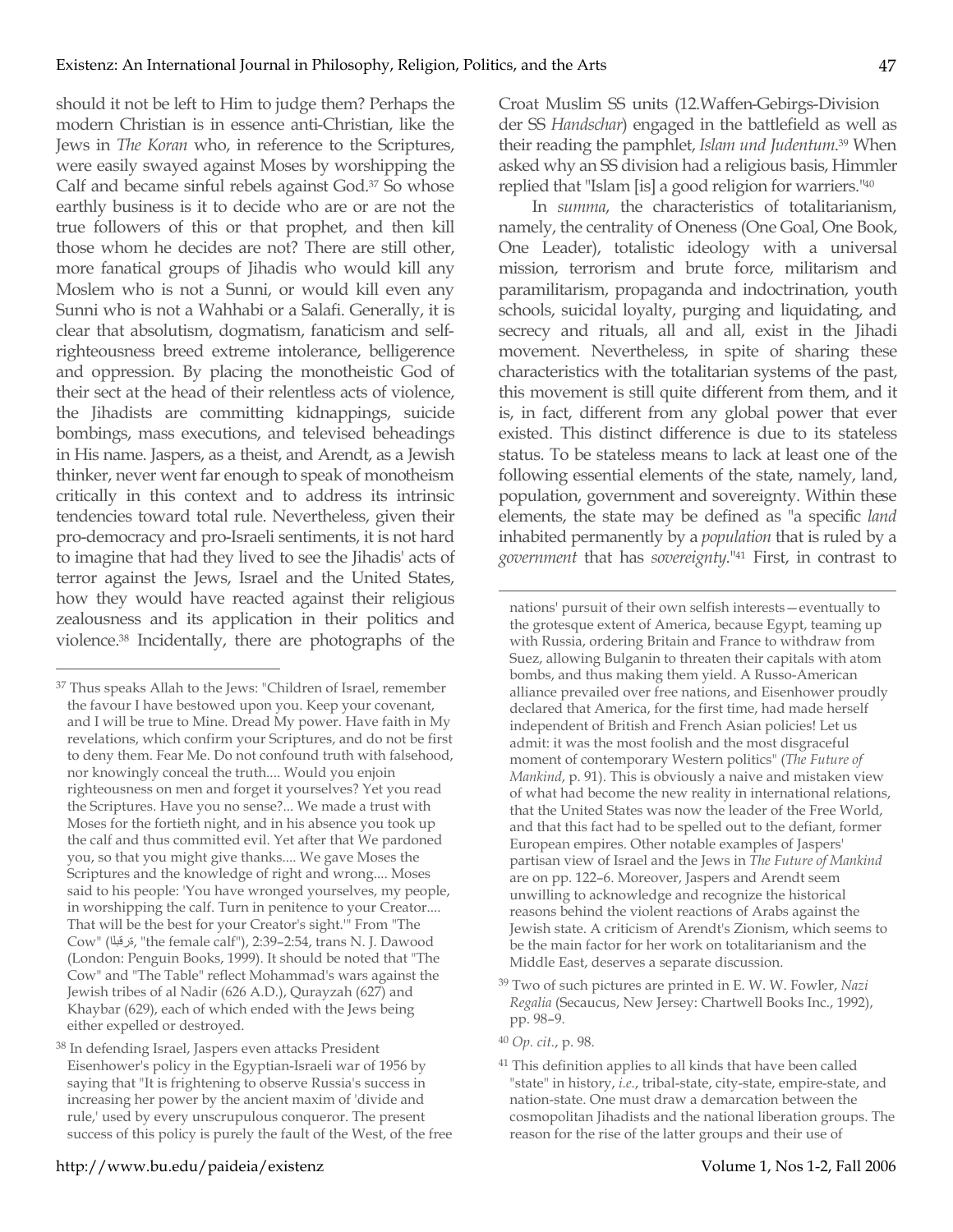should it not be left to Him to judge them? Perhaps the modern Christian is in essence anti-Christian, like the Jews in *The Koran* who, in reference to the Scriptures, were easily swayed against Moses by worshipping the Calf and became sinful rebels against God.[37] So whose earthly business is it to decide who are or are not the true followers of this or that prophet, and then kill those whom he decides are not? There are still other, more fanatical groups of Jihadis who would kill any Moslem who is not a Sunni, or would kill even any Sunni who is not a Wahhabi or a Salafi. Generally, it is clear that absolutism, dogmatism, fanaticism and self-righteousness breed extreme intolerance, belligerence and oppression. By placing the monotheistic God of their sect at the head of their relentless acts of violence, the Jihadists are committing kidnappings, suicide bombings, mass executions, and televised beheadings in His name. Jaspers, as a theist, and Arendt, as a Jewish thinker, never went far enough to speak of monotheism critically in this context and to address its intrinsic tendencies toward total rule. Nevertheless, given their pro-democracy and pro-Israeli sentiments, it is not hard to imagine that had they lived to see the Jihadis' acts of terror against the Jews, Israel and the United States, how they would have reacted against their religious zealousness and its application in their politics and violence.[38] Incidentally, there are photographs of the Croat Muslim SS units (12.Waffen-Gebirgs-Division der SS *Handschar*) engaged in the battlefield as well as their reading the pamphlet, *Islam und Judentum*.[39] When asked why an SS division had a religious basis, Himmler replied that "Islam [is] a good religion for warriers."[40]

In *summa*, the characteristics of totalitarianism, namely, the centrality of Oneness (One Goal, One Book, One Leader), totalistic ideology with a universal mission, terrorism and brute force, militarism and paramilitarism, propaganda and indoctrination, youth schools, suicidal loyalty, purging and liquidating, and secrecy and rituals, all and all, exist in the Jihadi movement. Nevertheless, in spite of sharing these characteristics with the totalitarian systems of the past, this movement is still quite different from them, and it is, in fact, different from any global power that ever existed. This distinct difference is due to its stateless status. To be stateless means to lack at least one of the following essential elements of the state, namely, land, population, government and sovereignty. Within these elements, the state may be defined as "a specific *land* inhabited permanently by a *population* that is ruled by a *government* that has *sovereignty*."[41] First, in contrast to

---

[37] Thus speaks Allah to the Jews: "Children of Israel, remember the favour I have bestowed upon you. Keep your covenant, and I will be true to Mine. Dread My power. Have faith in My revelations, which confirm your Scriptures, and do not be first to deny them. Fear Me. Do not confound truth with falsehood, nor knowingly conceal the truth.... Would you enjoin righteousness on men and forget it yourselves? Yet you read the Scriptures. Have you no sense?... We made a trust with Moses for the fortieth night, and in his absence you took up the calf and thus committed evil. Yet after that We pardoned you, so that you might give thanks.... We gave Moses the Scriptures and the knowledge of right and wrong.... Moses said to his people: 'You have wronged yourselves, my people, in worshipping the calf. Turn in penitence to your Creator.... That will be the best for your Creator's sight.'" From "The Cow" (البقرة, "the female calf"), 2:39–2:54, trans N. J. Dawood (London: Penguin Books, 1999). It should be noted that "The Cow" and "The Table" reflect Mohammad's wars against the Jewish tribes of al Nadir (626 A.D.), Qurayzah (627) and Khaybar (629), each of which ended with the Jews being either expelled or destroyed.

[38] In defending Israel, Jaspers even attacks President Eisenhower's policy in the Egyptian-Israeli war of 1956 by saying that "It is frightening to observe Russia's success in increasing her power by the ancient maxim of 'divide and rule,' used by every unscrupulous conqueror. The present success of this policy is purely the fault of the West, of the free nations' pursuit of their own selfish interests—eventually to the grotesque extent of America, because Egypt, teaming up with Russia, ordering Britain and France to withdraw from Suez, allowing Bulganin to threaten their capitals with atom bombs, and thus making them yield. A Russo-American alliance prevailed over free nations, and Eisenhower proudly declared that America, for the first time, had made herself independent of British and French Asian policies! Let us admit: it was the most foolish and the most disgraceful moment of contemporary Western politics" (*The Future of Mankind*, p. 91). This is obviously a naive and mistaken view of what had become the new reality in international relations, that the United States was now the leader of the Free World, and that this fact had to be spelled out to the defiant, former European empires. Other notable examples of Jaspers' partisan view of Israel and the Jews in *The Future of Mankind* are on pp. 122–6. Moreover, Jaspers and Arendt seem unwilling to acknowledge and recognize the historical reasons behind the violent reactions of Arabs against the Jewish state. A criticism of Arendt's Zionism, which seems to be the main factor for her work on totalitarianism and the Middle East, deserves a separate discussion.

[39] Two of such pictures are printed in E. W. W. Fowler, *Nazi Regalia* (Secaucus, New Jersey: Chartwell Books Inc., 1992), pp. 98–9.

[40] *Op. cit.*, p. 98.

[41] This definition applies to all kinds that have been called "state" in history, *i.e.*, tribal-state, city-state, empire-state, and nation-state. One must draw a demarcation between the cosmopolitan Jihadists and the national liberation groups. The reason for the rise of the latter groups and their use of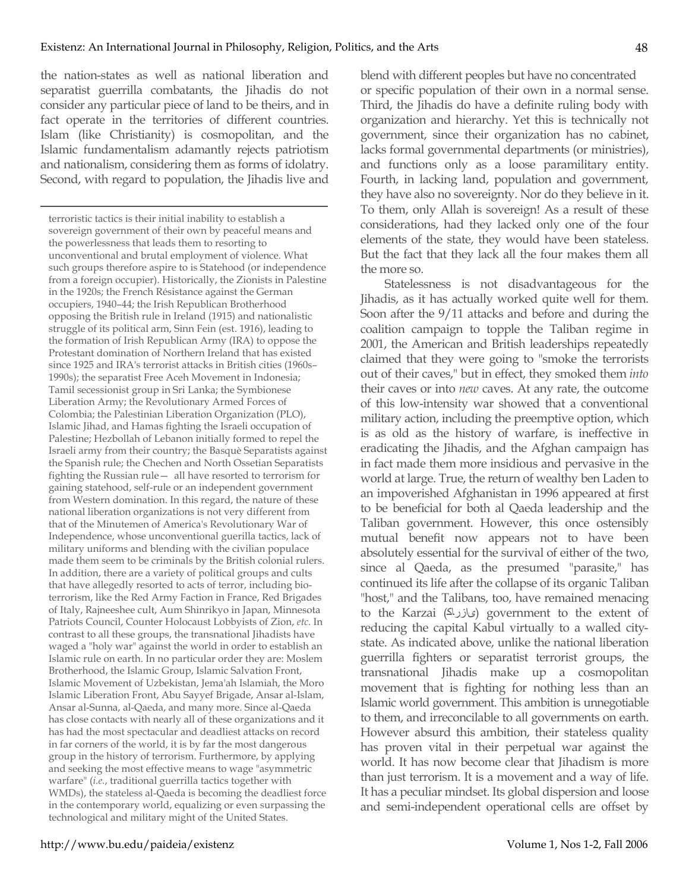the nation-states as well as national liberation and separatist guerrilla combatants, the Jihadis do not consider any particular piece of land to be theirs, and in fact operate in the territories of different countries. Islam (like Christianity) is cosmopolitan, and the Islamic fundamentalism adamantly rejects patriotism and nationalism, considering them as forms of idolatry. Second, with regard to population, the Jihadis live and blend with different peoples but have no concentrated or specific population of their own in a normal sense. Third, the Jihadis do have a definite ruling body with organization and hierarchy. Yet this is technically not government, since their organization has no cabinet, lacks formal governmental departments (or ministries), and functions only as a loose paramilitary entity. Fourth, in lacking land, population and government, they have also no sovereignty. Nor do they believe in it. To them, only Allah is sovereign! As a result of these considerations, had they lacked only one of the four elements of the state, they would have been stateless. But the fact that they lack all the four makes them all the more so.

Statelessness is not disadvantageous for the Jihadis, as it has actually worked quite well for them. Soon after the 9/11 attacks and before and during the coalition campaign to topple the Taliban regime in 2001, the American and British leaderships repeatedly claimed that they were going to "smoke the terrorists out of their caves," but in effect, they smoked them *into* their caves or into *new* caves. At any rate, the outcome of this low-intensity war showed that a conventional military action, including the preemptive option, which is as old as the history of warfare, is ineffective in eradicating the Jihadis, and the Afghan campaign has in fact made them more insidious and pervasive in the world at large. True, the return of wealthy ben Laden to an impoverished Afghanistan in 1996 appeared at first to be beneficial for both al Qaeda leadership and the Taliban government. However, this once ostensibly mutual benefit now appears not to have been absolutely essential for the survival of either of the two, since al Qaeda, as the presumed "parasite," has continued its life after the collapse of its organic Taliban "host," and the Talibans, too, have remained menacing to the Karzai (کارزای) government to the extent of reducing the capital Kabul virtually to a walled city-state. As indicated above, unlike the national liberation guerrilla fighters or separatist terrorist groups, the transnational Jihadis make up a cosmopolitan movement that is fighting for nothing less than an Islamic world government. This ambition is unnegotiable to them, and irreconcilable to all governments on earth. However absurd this ambition, their stateless quality has proven vital in their perpetual war against the world. It has now become clear that Jihadism is more than just terrorism. It is a movement and a way of life. It has a peculiar mindset. Its global dispersion and loose and semi-independent operational cells are offset by

---

terroristic tactics is their initial inability to establish a sovereign government of their own by peaceful means and the powerlessness that leads them to resorting to unconventional and brutal employment of violence. What such groups therefore aspire to is Statehood (or independence from a foreign occupier). Historically, the Zionists in Palestine in the 1920s; the French Résistance against the German occupiers, 1940–44; the Irish Republican Brotherhood opposing the British rule in Ireland (1915) and nationalistic struggle of its political arm, Sinn Fein (est. 1916), leading to the formation of Irish Republican Army (IRA) to oppose the Protestant domination of Northern Ireland that has existed since 1925 and IRA's terrorist attacks in British cities (1960s–1990s); the separatist Free Aceh Movement in Indonesia; Tamil secessionist group in Sri Lanka; the Symbionese Liberation Army; the Revolutionary Armed Forces of Colombia; the Palestinian Liberation Organization (PLO), Islamic Jihad, and Hamas fighting the Israeli occupation of Palestine; Hezbollah of Lebanon initially formed to repel the Israeli army from their country; the Basquè Separatists against the Spanish rule; the Chechen and North Ossetian Separatists fighting the Russian rule— all have resorted to terrorism for gaining statehood, self-rule or an independent government from Western domination. In this regard, the nature of these national liberation organizations is not very different from that of the Minutemen of America's Revolutionary War of Independence, whose unconventional guerilla tactics, lack of military uniforms and blending with the civilian populace made them seem to be criminals by the British colonial rulers. In addition, there are a variety of political groups and cults that have allegedly resorted to acts of terror, including bio-terrorism, like the Red Army Faction in France, Red Brigades of Italy, Rajneeshee cult, Aum Shinrikyo in Japan, Minnesota Patriots Council, Counter Holocaust Lobbyists of Zion, *etc.* In contrast to all these groups, the transnational Jihadists have waged a "holy war" against the world in order to establish an Islamic rule on earth. In no particular order they are: Moslem Brotherhood, the Islamic Group, Islamic Salvation Front, Islamic Movement of Uzbekistan, Jema'ah Islamiah, the Moro Islamic Liberation Front, Abu Sayyef Brigade, Ansar al-Islam, Ansar al-Sunna, al-Qaeda, and many more. Since al-Qaeda has close contacts with nearly all of these organizations and it has had the most spectacular and deadliest attacks on record in far corners of the world, it is by far the most dangerous group in the history of terrorism. Furthermore, by applying and seeking the most effective means to wage "asymmetric warfare" (*i.e.*, traditional guerrilla tactics together with WMDs), the stateless al-Qaeda is becoming the deadliest force in the contemporary world, equalizing or even surpassing the technological and military might of the United States.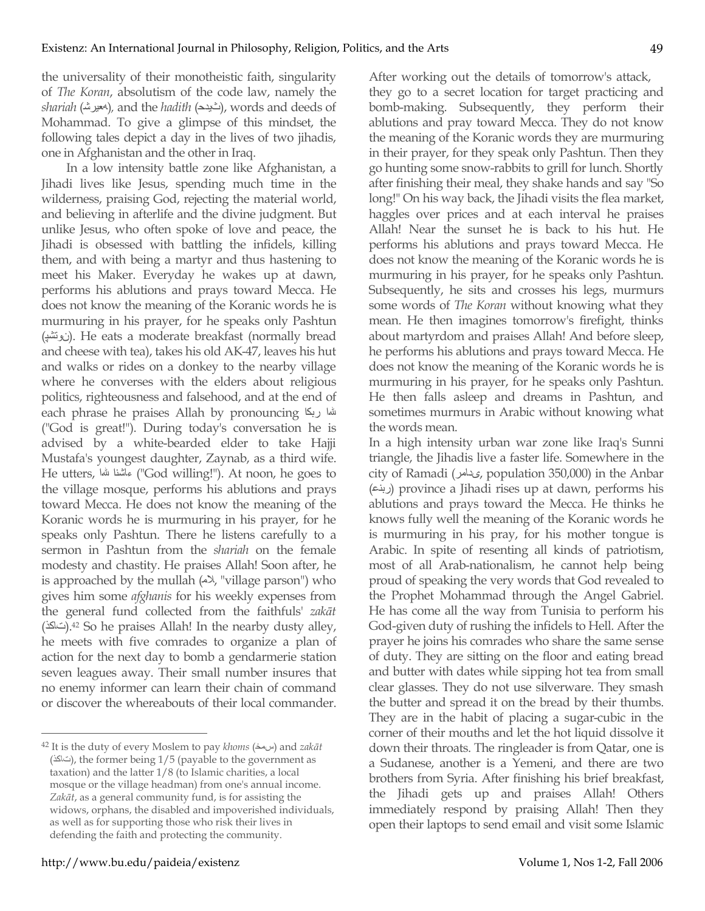the universality of their monotheistic faith, singularity of *The Koran*, absolutism of the code law, namely the *shariah* (هعیرش), and the *hadith* (ثیدح), words and deeds of Mohammad. To give a glimpse of this mindset, the following tales depict a day in the lives of two jihadis, one in Afghanistan and the other in Iraq.

In a low intensity battle zone like Afghanistan, a Jihadi lives like Jesus, spending much time in the wilderness, praising God, rejecting the material world, and believing in afterlife and the divine judgment. But unlike Jesus, who often spoke of love and peace, the Jihadi is obsessed with battling the infidels, killing them, and with being a martyr and thus hastening to meet his Maker. Everyday he wakes up at dawn, performs his ablutions and prays toward Mecca. He does not know the meaning of the Koranic words he is murmuring in his prayer, for he speaks only Pashtun (نوتشپ). He eats a moderate breakfast (normally bread and cheese with tea), takes his old AK-47, leaves his hut and walks or rides on a donkey to the nearby village where he converses with the elders about religious politics, righteousness and falsehood, and at the end of each phrase he praises Allah by pronouncing ربکا هللا ("God is great!"). During today's conversation he is advised by a white-bearded elder to take Hajji Mustafa's youngest daughter, Zaynab, as a third wife. He utters, هللا ءاشنا ("God willing!"). At noon, he goes to the village mosque, performs his ablutions and prays toward Mecca. He does not know the meaning of the Koranic words he is murmuring in his prayer, for he speaks only Pashtun. There he listens carefully to a sermon in Pashtun from the *shariah* on the female modesty and chastity. He praises Allah! Soon after, he is approached by the mullah (الم, "village parson") who gives him some *afghanis* for his weekly expenses from the general fund collected from the faithfuls' *zakāt* (تاکذ).[42] So he praises Allah! In the nearby dusty alley, he meets with five comrades to organize a plan of action for the next day to bomb a gendarmerie station seven leagues away. Their small number insures that no enemy informer can learn their chain of command or discover the whereabouts of their local commander. After working out the details of tomorrow's attack, they go to a secret location for target practicing and bomb-making. Subsequently, they perform their ablutions and pray toward Mecca. They do not know the meaning of the Koranic words they are murmuring in their prayer, for they speak only Pashtun. Then they go hunting some snow-rabbits to grill for lunch. Shortly after finishing their meal, they shake hands and say "So long!" On his way back, the Jihadi visits the flea market, haggles over prices and at each interval he praises Allah! Near the sunset he is back to his hut. He performs his ablutions and prays toward Mecca. He does not know the meaning of the Koranic words he is murmuring in his prayer, for he speaks only Pashtun. Subsequently, he sits and crosses his legs, murmurs some words of *The Koran* without knowing what they mean. He then imagines tomorrow's firefight, thinks about martyrdom and praises Allah! And before sleep, he performs his ablutions and prays toward Mecca. He does not know the meaning of the Koranic words he is murmuring in his prayer, for he speaks only Pashtun. He then falls asleep and dreams in Pashtun, and sometimes murmurs in Arabic without knowing what the words mean.

In a high intensity urban war zone like Iraq's Sunni triangle, the Jihadis live a faster life. Somewhere in the city of Ramadi (یدامر, population 350,000) in the Anbar (ربنع) province a Jihadi rises up at dawn, performs his ablutions and prays toward the Mecca. He thinks he knows fully well the meaning of the Koranic words he is murmuring in his pray, for his mother tongue is Arabic. In spite of resenting all kinds of patriotism, most of all Arab-nationalism, he cannot help being proud of speaking the very words that God revealed to the Prophet Mohammad through the Angel Gabriel. He has come all the way from Tunisia to perform his God-given duty of rushing the infidels to Hell. After the prayer he joins his comrades who share the same sense of duty. They are sitting on the floor and eating bread and butter with dates while sipping hot tea from small clear glasses. They do not use silverware. They smash the butter and spread it on the bread by their thumbs. They are in the habit of placing a sugar-cubic in the corner of their mouths and let the hot liquid dissolve it down their throats. The ringleader is from Qatar, one is a Sudanese, another is a Yemeni, and there are two brothers from Syria. After finishing his brief breakfast, the Jihadi gets up and praises Allah! Others immediately respond by praising Allah! Then they open their laptops to send email and visit some Islamic

---

[42] It is the duty of every Moslem to pay *khoms* (سمخ) and *zakāt* (تاکذ), the former being 1/5 (payable to the government as taxation) and the latter 1/8 (to Islamic charities, a local mosque or the village headman) from one's annual income. *Zakāt*, as a general community fund, is for assisting the widows, orphans, the disabled and impoverished individuals, as well as for supporting those who risk their lives in defending the faith and protecting the community.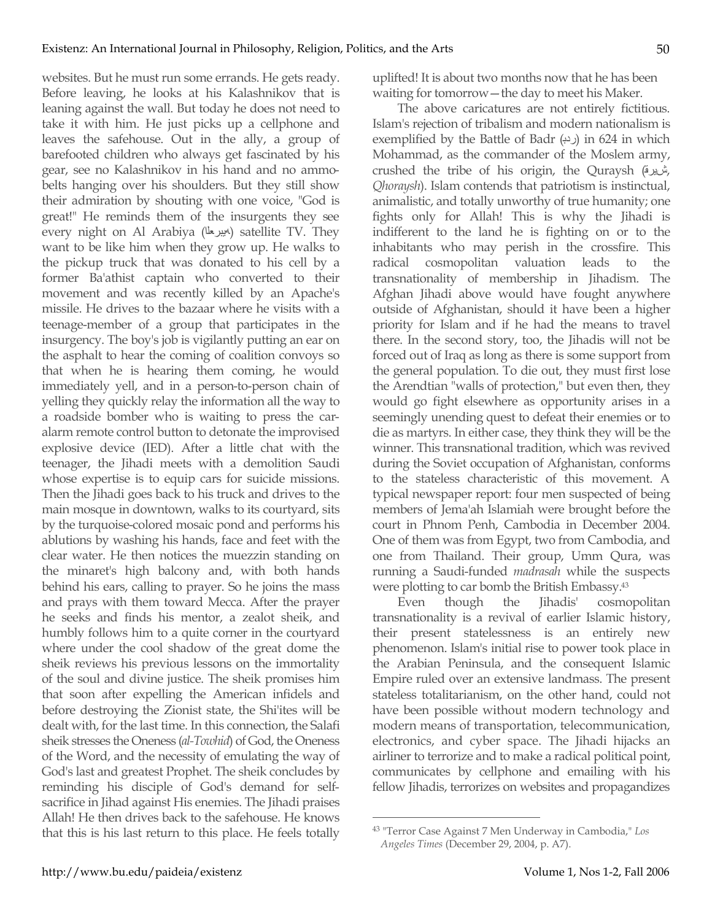websites. But he must run some errands. He gets ready. Before leaving, he looks at his Kalashnikov that is leaning against the wall. But today he does not need to take it with him. He just picks up a cellphone and leaves the safehouse. Out in the ally, a group of barefooted children who always get fascinated by his gear, see no Kalashnikov in his hand and no ammo-belts hanging over his shoulders. But they still show their admiration by shouting with one voice, "God is great!" He reminds them of the insurgents they see every night on Al Arabiya (العربية) satellite TV. They want to be like him when they grow up. He walks to the pickup truck that was donated to his cell by a former Ba'athist captain who converted to their movement and was recently killed by an Apache's missile. He drives to the bazaar where he visits with a teenage-member of a group that participates in the insurgency. The boy's job is vigilantly putting an ear on the asphalt to hear the coming of coalition convoys so that when he is hearing them coming, he would immediately yell, and in a person-to-person chain of yelling they quickly relay the information all the way to a roadside bomber who is waiting to press the car-alarm remote control button to detonate the improvised explosive device (IED). After a little chat with the teenager, the Jihadi meets with a demolition Saudi whose expertise is to equip cars for suicide missions. Then the Jihadi goes back to his truck and drives to the main mosque in downtown, walks to its courtyard, sits by the turquoise-colored mosaic pond and performs his ablutions by washing his hands, face and feet with the clear water. He then notices the muezzin standing on the minaret's high balcony and, with both hands behind his ears, calling to prayer. So he joins the mass and prays with them toward Mecca. After the prayer he seeks and finds his mentor, a zealot sheik, and humbly follows him to a quite corner in the courtyard where under the cool shadow of the great dome the sheik reviews his previous lessons on the immortality of the soul and divine justice. The sheik promises him that soon after expelling the American infidels and before destroying the Zionist state, the Shi'ites will be dealt with, for the last time. In this connection, the Salafi sheik stresses the Oneness (*al-Towhid*) of God, the Oneness of the Word, and the necessity of emulating the way of God's last and greatest Prophet. The sheik concludes by reminding his disciple of God's demand for self-sacrifice in Jihad against His enemies. The Jihadi praises Allah! He then drives back to the safehouse. He knows that this is his last return to this place. He feels totally uplifted! It is about two months now that he has been waiting for tomorrow—the day to meet his Maker.

The above caricatures are not entirely fictitious. Islam's rejection of tribalism and modern nationalism is exemplified by the Battle of Badr (بدر) in 624 in which Mohammad, as the commander of the Moslem army, crushed the tribe of his origin, the Quraysh (قريش, *Qhoraysh*). Islam contends that patriotism is instinctual, animalistic, and totally unworthy of true humanity; one fights only for Allah! This is why the Jihadi is indifferent to the land he is fighting on or to the inhabitants who may perish in the crossfire. This radical cosmopolitan valuation leads to the transnationality of membership in Jihadism. The Afghan Jihadi above would have fought anywhere outside of Afghanistan, should it have been a higher priority for Islam and if he had the means to travel there. In the second story, too, the Jihadis will not be forced out of Iraq as long as there is some support from the general population. To die out, they must first lose the Arendtian "walls of protection," but even then, they would go fight elsewhere as opportunity arises in a seemingly unending quest to defeat their enemies or to die as martyrs. In either case, they think they will be the winner. This transnational tradition, which was revived during the Soviet occupation of Afghanistan, conforms to the stateless characteristic of this movement. A typical newspaper report: four men suspected of being members of Jema'ah Islamiah were brought before the court in Phnom Penh, Cambodia in December 2004. One of them was from Egypt, two from Cambodia, and one from Thailand. Their group, Umm Qura, was running a Saudi-funded *madrasah* while the suspects were plotting to car bomb the British Embassy.[43]

Even though the Jihadis' cosmopolitan transnationality is a revival of earlier Islamic history, their present statelessness is an entirely new phenomenon. Islam's initial rise to power took place in the Arabian Peninsula, and the consequent Islamic Empire ruled over an extensive landmass. The present stateless totalitarianism, on the other hand, could not have been possible without modern technology and modern means of transportation, telecommunication, electronics, and cyber space. The Jihadi hijacks an airliner to terrorize and to make a radical political point, communicates by cellphone and emailing with his fellow Jihadis, terrorizes on websites and propagandizes

[43] "Terror Case Against 7 Men Underway in Cambodia," *Los Angeles Times* (December 29, 2004, p. A7).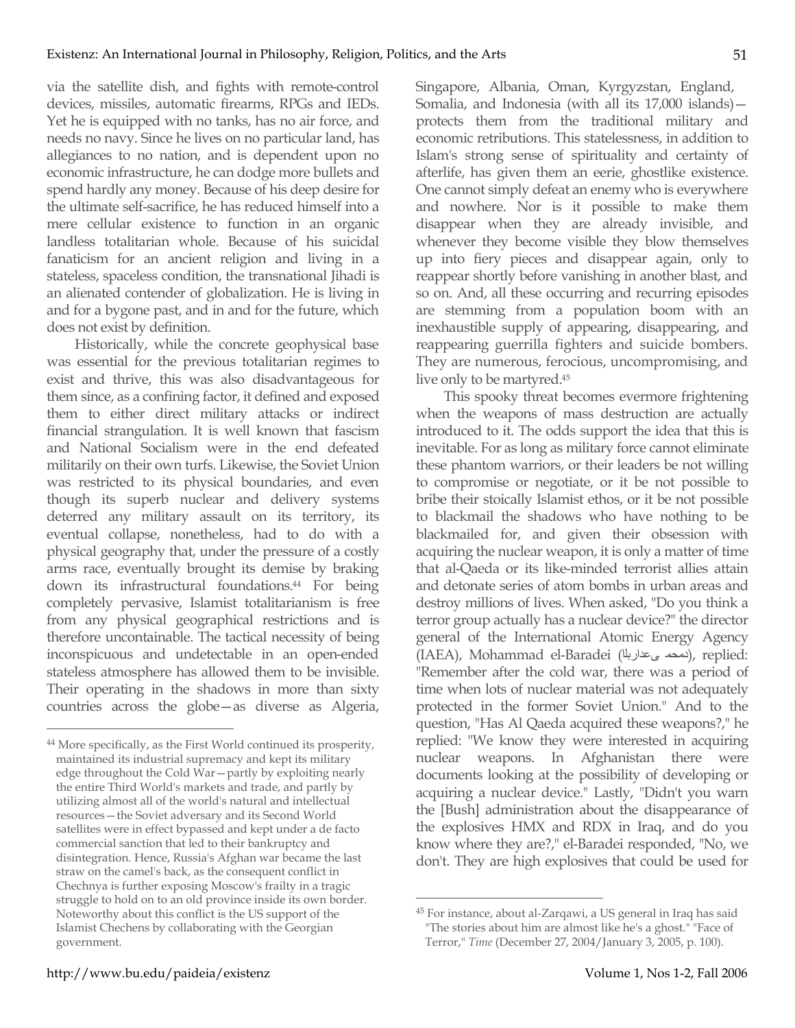via the satellite dish, and fights with remote-control devices, missiles, automatic firearms, RPGs and IEDs. Yet he is equipped with no tanks, has no air force, and needs no navy. Since he lives on no particular land, has allegiances to no nation, and is dependent upon no economic infrastructure, he can dodge more bullets and spend hardly any money. Because of his deep desire for the ultimate self-sacrifice, he has reduced himself into a mere cellular existence to function in an organic landless totalitarian whole. Because of his suicidal fanaticism for an ancient religion and living in a stateless, spaceless condition, the transnational Jihadi is an alienated contender of globalization. He is living in and for a bygone past, and in and for the future, which does not exist by definition.

Historically, while the concrete geophysical base was essential for the previous totalitarian regimes to exist and thrive, this was also disadvantageous for them since, as a confining factor, it defined and exposed them to either direct military attacks or indirect financial strangulation. It is well known that fascism and National Socialism were in the end defeated militarily on their own turfs. Likewise, the Soviet Union was restricted to its physical boundaries, and even though its superb nuclear and delivery systems deterred any military assault on its territory, its eventual collapse, nonetheless, had to do with a physical geography that, under the pressure of a costly arms race, eventually brought its demise by braking down its infrastructural foundations.[44] For being completely pervasive, Islamist totalitarianism is free from any physical geographical restrictions and is therefore uncontainable. The tactical necessity of being inconspicuous and undetectable in an open-ended stateless atmosphere has allowed them to be invisible. Their operating in the shadows in more than sixty countries across the globe—as diverse as Algeria, Singapore, Albania, Oman, Kyrgyzstan, England, Somalia, and Indonesia (with all its 17,000 islands)—protects them from the traditional military and economic retributions. This statelessness, in addition to Islam's strong sense of spirituality and certainty of afterlife, has given them an eerie, ghostlike existence. One cannot simply defeat an enemy who is everywhere and nowhere. Nor is it possible to make them disappear when they are already invisible, and whenever they become visible they blow themselves up into fiery pieces and disappear again, only to reappear shortly before vanishing in another blast, and so on. And, all these occurring and recurring episodes are stemming from a population boom with an inexhaustible supply of appearing, disappearing, and reappearing guerrilla fighters and suicide bombers. They are numerous, ferocious, uncompromising, and live only to be martyred.[45]

This spooky threat becomes evermore frightening when the weapons of mass destruction are actually introduced to it. The odds support the idea that this is inevitable. For as long as military force cannot eliminate these phantom warriors, or their leaders be not willing to compromise or negotiate, or it be not possible to bribe their stoically Islamist ethos, or it be not possible to blackmail the shadows who have nothing to be blackmailed for, and given their obsession with acquiring the nuclear weapon, it is only a matter of time that al-Qaeda or its like-minded terrorist allies attain and detonate series of atom bombs in urban areas and destroy millions of lives. When asked, "Do you think a terror group actually has a nuclear device?" the director general of the International Atomic Energy Agency (IAEA), Mohammad el-Baradei (محمد البرادعي), replied: "Remember after the cold war, there was a period of time when lots of nuclear material was not adequately protected in the former Soviet Union." And to the question, "Has Al Qaeda acquired these weapons?," he replied: "We know they were interested in acquiring nuclear weapons. In Afghanistan there were documents looking at the possibility of developing or acquiring a nuclear device." Lastly, "Didn't you warn the [Bush] administration about the disappearance of the explosives HMX and RDX in Iraq, and do you know where they are?," el-Baradei responded, "No, we don't. They are high explosives that could be used for

---

[44] More specifically, as the First World continued its prosperity, maintained its industrial supremacy and kept its military edge throughout the Cold War—partly by exploiting nearly the entire Third World's markets and trade, and partly by utilizing almost all of the world's natural and intellectual resources—the Soviet adversary and its Second World satellites were in effect bypassed and kept under a de facto commercial sanction that led to their bankruptcy and disintegration. Hence, Russia's Afghan war became the last straw on the camel's back, as the consequent conflict in Chechnya is further exposing Moscow's frailty in a tragic struggle to hold on to an old province inside its own border. Noteworthy about this conflict is the US support of the Islamist Chechens by collaborating with the Georgian government.

[45] For instance, about al-Zarqawi, a US general in Iraq has said "The stories about him are almost like he's a ghost." "Face of Terror," *Time* (December 27, 2004/January 3, 2005, p. 100).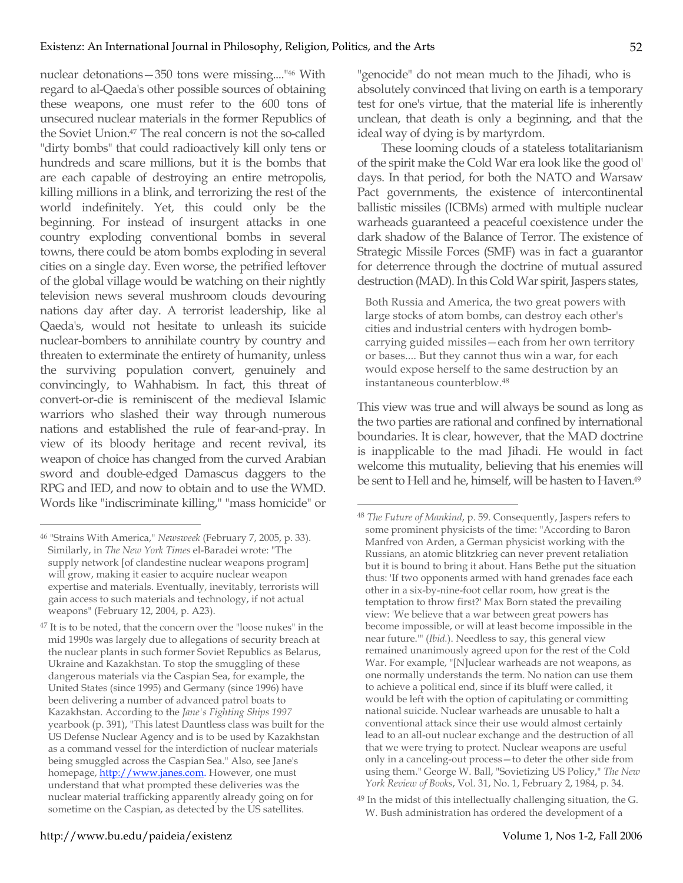nuclear detonations—350 tons were missing...."[46] With regard to al-Qaeda's other possible sources of obtaining these weapons, one must refer to the 600 tons of unsecured nuclear materials in the former Republics of the Soviet Union.[47] The real concern is not the so-called "dirty bombs" that could radioactively kill only tens or hundreds and scare millions, but it is the bombs that are each capable of destroying an entire metropolis, killing millions in a blink, and terrorizing the rest of the world indefinitely. Yet, this could only be the beginning. For instead of insurgent attacks in one country exploding conventional bombs in several towns, there could be atom bombs exploding in several cities on a single day. Even worse, the petrified leftover of the global village would be watching on their nightly television news several mushroom clouds devouring nations day after day. A terrorist leadership, like al Qaeda's, would not hesitate to unleash its suicide nuclear-bombers to annihilate country by country and threaten to exterminate the entirety of humanity, unless the surviving population convert, genuinely and convincingly, to Wahhabism. In fact, this threat of convert-or-die is reminiscent of the medieval Islamic warriors who slashed their way through numerous nations and established the rule of fear-and-pray. In view of its bloody heritage and recent revival, its weapon of choice has changed from the curved Arabian sword and double-edged Damascus daggers to the RPG and IED, and now to obtain and to use the WMD. Words like "indiscriminate killing," "mass homicide" or "genocide" do not mean much to the Jihadi, who is absolutely convinced that living on earth is a temporary test for one's virtue, that the material life is inherently unclean, that death is only a beginning, and that the ideal way of dying is by martyrdom.

These looming clouds of a stateless totalitarianism of the spirit make the Cold War era look like the good ol' days. In that period, for both the NATO and Warsaw Pact governments, the existence of intercontinental ballistic missiles (ICBMs) armed with multiple nuclear warheads guaranteed a peaceful coexistence under the dark shadow of the Balance of Terror. The existence of Strategic Missile Forces (SMF) was in fact a guarantor for deterrence through the doctrine of mutual assured destruction (MAD). In this Cold War spirit, Jaspers states,

> Both Russia and America, the two great powers with large stocks of atom bombs, can destroy each other's cities and industrial centers with hydrogen bomb-carrying guided missiles—each from her own territory or bases.... But they cannot thus win a war, for each would expose herself to the same destruction by an instantaneous counterblow.[48]

This view was true and will always be sound as long as the two parties are rational and confined by international boundaries. It is clear, however, that the MAD doctrine is inapplicable to the mad Jihadi. He would in fact welcome this mutuality, believing that his enemies will be sent to Hell and he, himself, will be hasten to Haven.[49]

---

[46] "Strains With America," *Newsweek* (February 7, 2005, p. 33). Similarly, in *The New York Times* el-Baradei wrote: "The supply network [of clandestine nuclear weapons program] will grow, making it easier to acquire nuclear weapon expertise and materials. Eventually, inevitably, terrorists will gain access to such materials and technology, if not actual weapons" (February 12, 2004, p. A23).

[47] It is to be noted, that the concern over the "loose nukes" in the mid 1990s was largely due to allegations of security breach at the nuclear plants in such former Soviet Republics as Belarus, Ukraine and Kazakhstan. To stop the smuggling of these dangerous materials via the Caspian Sea, for example, the United States (since 1995) and Germany (since 1996) have been delivering a number of advanced patrol boats to Kazakhstan. According to the *Jane's Fighting Ships 1997* yearbook (p. 391), "This latest Dauntless class was built for the US Defense Nuclear Agency and is to be used by Kazakhstan as a command vessel for the interdiction of nuclear materials being smuggled across the Caspian Sea." Also, see Jane's homepage, http://www.janes.com. However, one must understand that what prompted these deliveries was the nuclear material trafficking apparently already going on for sometime on the Caspian, as detected by the US satellites.

[48] *The Future of Mankind*, p. 59. Consequently, Jaspers refers to some prominent physicists of the time: "According to Baron Manfred von Arden, a German physicist working with the Russians, an atomic blitzkrieg can never prevent retaliation but it is bound to bring it about. Hans Bethe put the situation thus: 'If two opponents armed with hand grenades face each other in a six-by-nine-foot cellar room, how great is the temptation to throw first?' Max Born stated the prevailing view: 'We believe that a war between great powers has become impossible, or will at least become impossible in the near future.'" (*Ibid.*). Needless to say, this general view remained unanimously agreed upon for the rest of the Cold War. For example, "[N]uclear warheads are not weapons, as one normally understands the term. No nation can use them to achieve a political end, since if its bluff were called, it would be left with the option of capitulating or committing national suicide. Nuclear warheads are unusable to halt a conventional attack since their use would almost certainly lead to an all-out nuclear exchange and the destruction of all that we were trying to protect. Nuclear weapons are useful only in a canceling-out process—to deter the other side from using them." George W. Ball, "Sovietizing US Policy," *The New York Review of Books*, Vol. 31, No. 1, February 2, 1984, p. 34.

[49] In the midst of this intellectually challenging situation, the G. W. Bush administration has ordered the development of a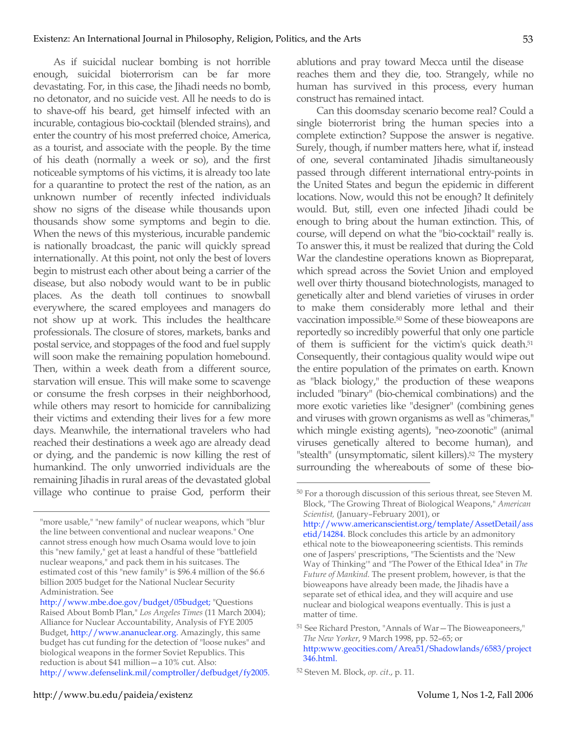As if suicidal nuclear bombing is not horrible enough, suicidal bioterrorism can be far more devastating. For, in this case, the Jihadi needs no bomb, no detonator, and no suicide vest. All he needs to do is to shave-off his beard, get himself infected with an incurable, contagious bio-cocktail (blended strains), and enter the country of his most preferred choice, America, as a tourist, and associate with the people. By the time of his death (normally a week or so), and the first noticeable symptoms of his victims, it is already too late for a quarantine to protect the rest of the nation, as an unknown number of recently infected individuals show no signs of the disease while thousands upon thousands show some symptoms and begin to die. When the news of this mysterious, incurable pandemic is nationally broadcast, the panic will quickly spread internationally. At this point, not only the best of lovers begin to mistrust each other about being a carrier of the disease, but also nobody would want to be in public places. As the death toll continues to snowball everywhere, the scared employees and managers do not show up at work. This includes the healthcare professionals. The closure of stores, markets, banks and postal service, and stoppages of the food and fuel supply will soon make the remaining population homebound. Then, within a week death from a different source, starvation will ensue. This will make some to scavenge or consume the fresh corpses in their neighborhood, while others may resort to homicide for cannibalizing their victims and extending their lives for a few more days. Meanwhile, the international travelers who had reached their destinations a week ago are already dead or dying, and the pandemic is now killing the rest of humankind. The only unworried individuals are the remaining Jihadis in rural areas of the devastated global village who continue to praise God, perform their ablutions and pray toward Mecca until the disease reaches them and they die, too. Strangely, while no human has survived in this process, every human construct has remained intact.

Can this doomsday scenario become real? Could a single bioterrorist bring the human species into a complete extinction? Suppose the answer is negative. Surely, though, if number matters here, what if, instead of one, several contaminated Jihadis simultaneously passed through different international entry-points in the United States and begun the epidemic in different locations. Now, would this not be enough? It definitely would. But, still, even one infected Jihadi could be enough to bring about the human extinction. This, of course, will depend on what the "bio-cocktail" really is. To answer this, it must be realized that during the Cold War the clandestine operations known as Biopreparat, which spread across the Soviet Union and employed well over thirty thousand biotechnologists, managed to genetically alter and blend varieties of viruses in order to make them considerably more lethal and their vaccination impossible.[50] Some of these bioweapons are reportedly so incredibly powerful that only one particle of them is sufficient for the victim's quick death.[51] Consequently, their contagious quality would wipe out the entire population of the primates on earth. Known as "black biology," the production of these weapons included "binary" (bio-chemical combinations) and the more exotic varieties like "designer" (combining genes and viruses with grown organisms as well as "chimeras," which mingle existing agents), "neo-zoonotic" (animal viruses genetically altered to become human), and "stealth" (unsymptomatic, silent killers).[52] The mystery surrounding the whereabouts of some of these bio-

---

"more usable," "new family" of nuclear weapons, which "blur the line between conventional and nuclear weapons." One cannot stress enough how much Osama would love to join this "new family," get at least a handful of these "battlefield nuclear weapons," and pack them in his suitcases. The estimated cost of this "new family" is $96.4 million of the $6.6 billion 2005 budget for the National Nuclear Security Administration. See http://www.mbe.doe.gov/budget/05budget; "Questions Raised About Bomb Plan," *Los Angeles Times* (11 March 2004); Alliance for Nuclear Accountability, Analysis of FYE 2005 Budget, http://www.ananuclear.org. Amazingly, this same budget has cut funding for the detection of "loose nukes" and biological weapons in the former Soviet Republics. This reduction is about $41 million—a 10% cut. Also: http://www.defenselink.mil/comptroller/defbudget/fy2005.

[50] For a thorough discussion of this serious threat, see Steven M. Block, "The Growing Threat of Biological Weapons," *American Scientist,* (January–February 2001), or http://www.americanscientist.org/template/AssetDetail/assetid/14284. Block concludes this article by an admonitory ethical note to the bioweaponeering scientists. This reminds one of Jaspers' prescriptions, "The Scientists and the 'New Way of Thinking'" and "The Power of the Ethical Idea" in *The Future of Mankind.* The present problem, however, is that the bioweapons have already been made, the Jihadis have a separate set of ethical idea, and they will acquire and use nuclear and biological weapons eventually. This is just a matter of time.

[51] See Richard Preston, "Annals of War—The Bioweaponeers," *The New Yorker*, 9 March 1998, pp. 52–65; or http:www.geocities.com/Area51/Shadowlands/6583/project346.html.

[52] Steven M. Block, *op. cit*., p. 11.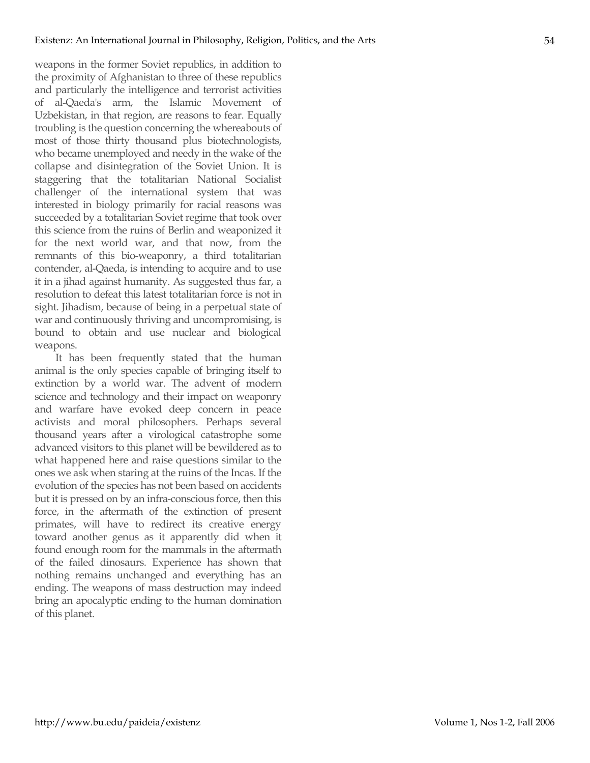weapons in the former Soviet republics, in addition to the proximity of Afghanistan to three of these republics and particularly the intelligence and terrorist activities of al-Qaeda's arm, the Islamic Movement of Uzbekistan, in that region, are reasons to fear. Equally troubling is the question concerning the whereabouts of most of those thirty thousand plus biotechnologists, who became unemployed and needy in the wake of the collapse and disintegration of the Soviet Union. It is staggering that the totalitarian National Socialist challenger of the international system that was interested in biology primarily for racial reasons was succeeded by a totalitarian Soviet regime that took over this science from the ruins of Berlin and weaponized it for the next world war, and that now, from the remnants of this bio-weaponry, a third totalitarian contender, al-Qaeda, is intending to acquire and to use it in a jihad against humanity. As suggested thus far, a resolution to defeat this latest totalitarian force is not in sight. Jihadism, because of being in a perpetual state of war and continuously thriving and uncompromising, is bound to obtain and use nuclear and biological weapons.

It has been frequently stated that the human animal is the only species capable of bringing itself to extinction by a world war. The advent of modern science and technology and their impact on weaponry and warfare have evoked deep concern in peace activists and moral philosophers. Perhaps several thousand years after a virological catastrophe some advanced visitors to this planet will be bewildered as to what happened here and raise questions similar to the ones we ask when staring at the ruins of the Incas. If the evolution of the species has not been based on accidents but it is pressed on by an infra-conscious force, then this force, in the aftermath of the extinction of present primates, will have to redirect its creative energy toward another genus as it apparently did when it found enough room for the mammals in the aftermath of the failed dinosaurs. Experience has shown that nothing remains unchanged and everything has an ending. The weapons of mass destruction may indeed bring an apocalyptic ending to the human domination of this planet.